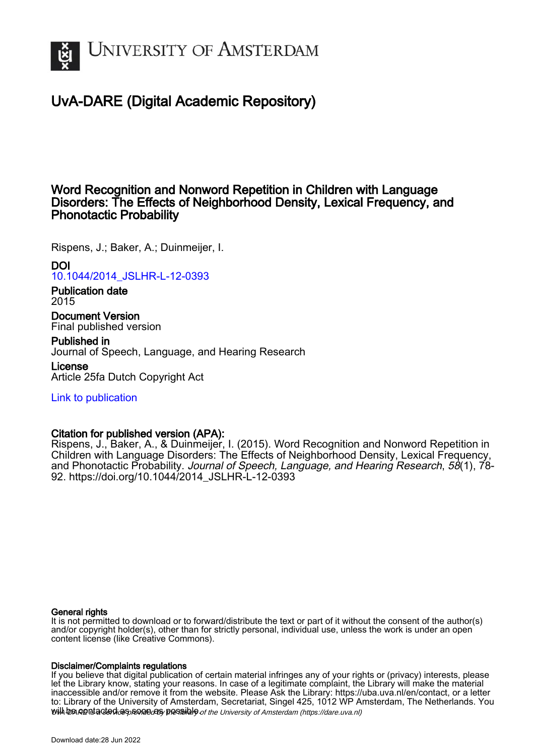# University of Amsterdam

## UvA-DARE (Digital Academic Repository)

### Word Recognition and Nonword Repetition in Children with Language Disorders: The Effects of Neighborhood Density, Lexical Frequency, and Phonotactic Probability

Rispens, J.; Baker, A.; Duinmeijer, I.

**DOI**
10.1044/2014_JSLHR-L-12-0393

**Publication date**
2015

**Document Version**
Final published version

**Published in**
Journal of Speech, Language, and Hearing Research

**License**
Article 25fa Dutch Copyright Act

Link to publication

**Citation for published version (APA):**
Rispens, J., Baker, A., & Duinmeijer, I. (2015). Word Recognition and Nonword Repetition in Children with Language Disorders: The Effects of Neighborhood Density, Lexical Frequency, and Phonotactic Probability. *Journal of Speech, Language, and Hearing Research*, *58*(1), 78-92. https://doi.org/10.1044/2014_JSLHR-L-12-0393

**General rights**
It is not permitted to download or to forward/distribute the text or part of it without the consent of the author(s) and/or copyright holder(s), other than for strictly personal, individual use, unless the work is under an open content license (like Creative Commons).

**Disclaimer/Complaints regulations**
If you believe that digital publication of certain material infringes any of your rights or (privacy) interests, please let the Library know, stating your reasons. In case of a legitimate complaint, the Library will make the material inaccessible and/or remove it from the website. Please Ask the Library: https://uba.uva.nl/en/contact, or a letter to: Library of the University of Amsterdam, Secretariat, Singel 425, 1012 WP Amsterdam, The Netherlands. You will be contacted as soon as possible.

*UvA-DARE is a service provided by the library of the University of Amsterdam (https://dare.uva.nl)*

Download date:28 Jun 2022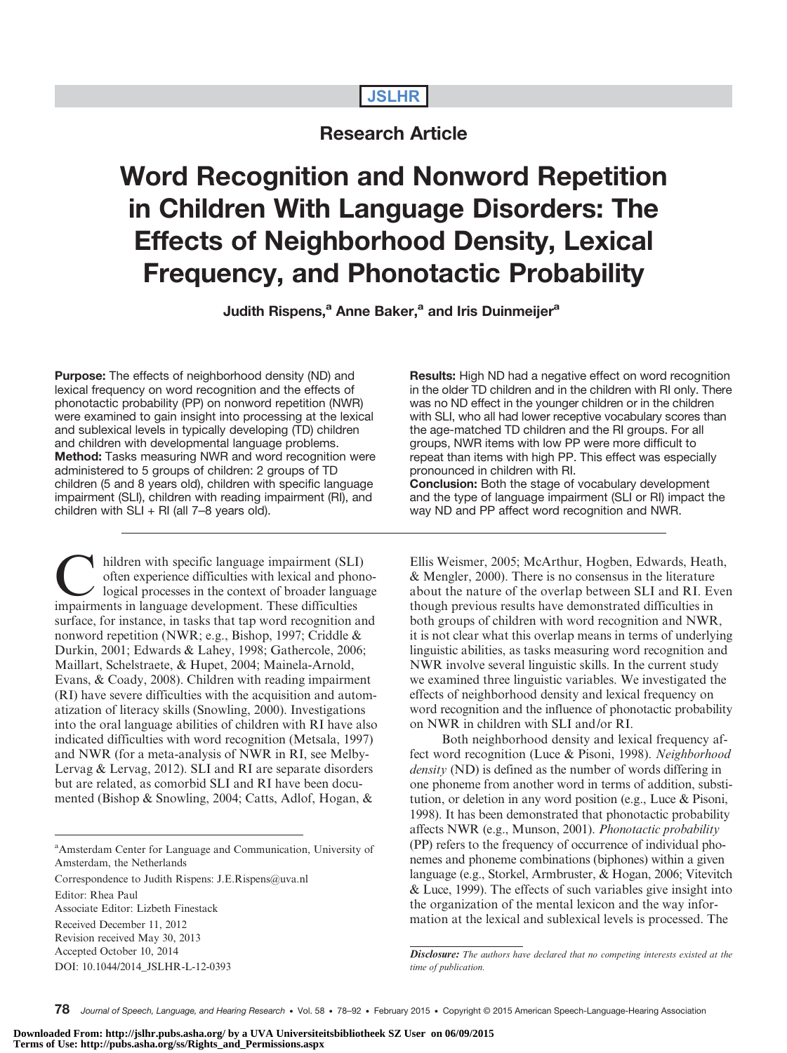JSLHR

Research Article

# Word Recognition and Nonword Repetition in Children With Language Disorders: The Effects of Neighborhood Density, Lexical Frequency, and Phonotactic Probability

**Judith Rispens,[a] Anne Baker,[a] and Iris Duinmeijer[a]**

**Purpose:** The effects of neighborhood density (ND) and lexical frequency on word recognition and the effects of phonotactic probability (PP) on nonword repetition (NWR) were examined to gain insight into processing at the lexical and sublexical levels in typically developing (TD) children and children with developmental language problems.

**Method:** Tasks measuring NWR and word recognition were administered to 5 groups of children: 2 groups of TD children (5 and 8 years old), children with specific language impairment (SLI), children with reading impairment (RI), and children with SLI + RI (all 7–8 years old).

**Results:** High ND had a negative effect on word recognition in the older TD children and in the children with RI only. There was no ND effect in the younger children or in the children with SLI, who all had lower receptive vocabulary scores than the age-matched TD children and the RI groups. For all groups, NWR items with low PP were more difficult to repeat than items with high PP. This effect was especially pronounced in children with RI.

**Conclusion:** Both the stage of vocabulary development and the type of language impairment (SLI or RI) impact the way ND and PP affect word recognition and NWR.

Children with specific language impairment (SLI) often experience difficulties with lexical and phonological processes in the context of broader language impairments in language development. These difficulties surface, for instance, in tasks that tap word recognition and nonword repetition (NWR; e.g., Bishop, 1997; Criddle & Durkin, 2001; Edwards & Lahey, 1998; Gathercole, 2006; Maillart, Schelstraete, & Hupet, 2004; Mainela-Arnold, Evans, & Coady, 2008). Children with reading impairment (RI) have severe difficulties with the acquisition and automatization of literacy skills (Snowling, 2000). Investigations into the oral language abilities of children with RI have also indicated difficulties with word recognition (Metsala, 1997) and NWR (for a meta-analysis of NWR in RI, see Melby-Lervag & Lervag, 2012). SLI and RI are separate disorders but are related, as comorbid SLI and RI have been documented (Bishop & Snowling, 2004; Catts, Adlof, Hogan, & Ellis Weismer, 2005; McArthur, Hogben, Edwards, Heath, & Mengler, 2000). There is no consensus in the literature about the nature of the overlap between SLI and RI. Even though previous results have demonstrated difficulties in both groups of children with word recognition and NWR, it is not clear what this overlap means in terms of underlying linguistic abilities, as tasks measuring word recognition and NWR involve several linguistic skills. In the current study we examined three linguistic variables. We investigated the effects of neighborhood density and lexical frequency on word recognition and the influence of phonotactic probability on NWR in children with SLI and/or RI.

Both neighborhood density and lexical frequency affect word recognition (Luce & Pisoni, 1998). *Neighborhood density* (ND) is defined as the number of words differing in one phoneme from another word in terms of addition, substitution, or deletion in any word position (e.g., Luce & Pisoni, 1998). It has been demonstrated that phonotactic probability affects NWR (e.g., Munson, 2001). *Phonotactic probability* (PP) refers to the frequency of occurrence of individual phonemes and phoneme combinations (biphones) within a given language (e.g., Storkel, Armbruster, & Hogan, 2006; Vitevitch & Luce, 1999). The effects of such variables give insight into the organization of the mental lexicon and the way information at the lexical and sublexical levels is processed. The

[a]Amsterdam Center for Language and Communication, University of Amsterdam, the Netherlands

Correspondence to Judith Rispens: J.E.Rispens@uva.nl

Editor: Rhea Paul

Associate Editor: Lizbeth Finestack

Received December 11, 2012

Revision received May 30, 2013

Accepted October 10, 2014

DOI: 10.1044/2014_JSLHR-L-12-0393

*Disclosure: The authors have declared that no competing interests existed at the time of publication.*

Downloaded From: http://jslhr.pubs.asha.org/ by a UVA Universiteitsbibliotheek SZ User on 06/09/2015
Terms of Use: http://pubs.asha.org/ss/Rights_and_Permissions.aspx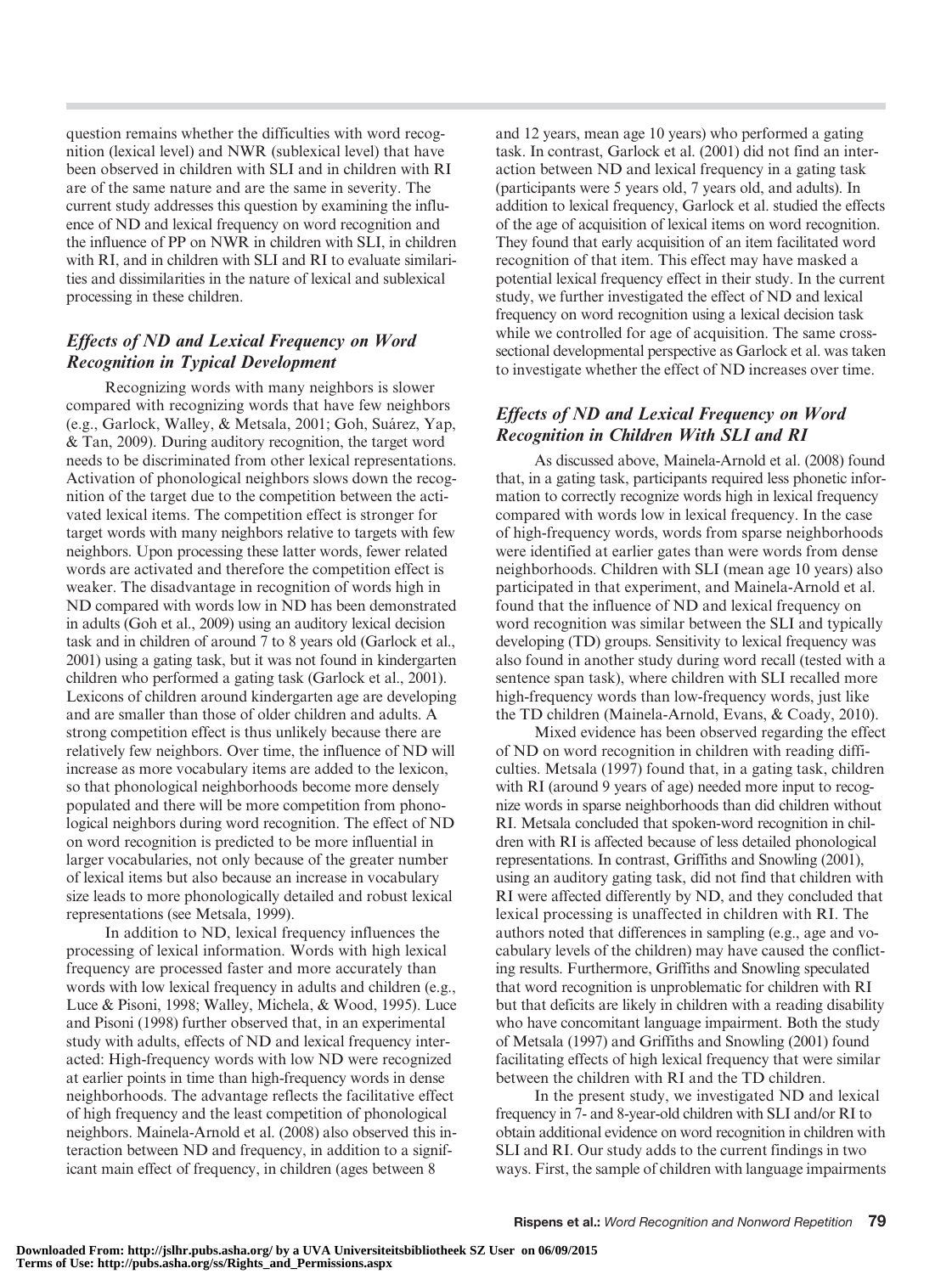question remains whether the difficulties with word recognition (lexical level) and NWR (sublexical level) that have been observed in children with SLI and in children with RI are of the same nature and are the same in severity. The current study addresses this question by examining the influence of ND and lexical frequency on word recognition and the influence of PP on NWR in children with SLI, in children with RI, and in children with SLI and RI to evaluate similarities and dissimilarities in the nature of lexical and sublexical processing in these children.

### *Effects of ND and Lexical Frequency on Word Recognition in Typical Development*

Recognizing words with many neighbors is slower compared with recognizing words that have few neighbors (e.g., Garlock, Walley, & Metsala, 2001; Goh, Suárez, Yap, & Tan, 2009). During auditory recognition, the target word needs to be discriminated from other lexical representations. Activation of phonological neighbors slows down the recognition of the target due to the competition between the activated lexical items. The competition effect is stronger for target words with many neighbors relative to targets with few neighbors. Upon processing these latter words, fewer related words are activated and therefore the competition effect is weaker. The disadvantage in recognition of words high in ND compared with words low in ND has been demonstrated in adults (Goh et al., 2009) using an auditory lexical decision task and in children of around 7 to 8 years old (Garlock et al., 2001) using a gating task, but it was not found in kindergarten children who performed a gating task (Garlock et al., 2001). Lexicons of children around kindergarten age are developing and are smaller than those of older children and adults. A strong competition effect is thus unlikely because there are relatively few neighbors. Over time, the influence of ND will increase as more vocabulary items are added to the lexicon, so that phonological neighborhoods become more densely populated and there will be more competition from phonological neighbors during word recognition. The effect of ND on word recognition is predicted to be more influential in larger vocabularies, not only because of the greater number of lexical items but also because an increase in vocabulary size leads to more phonologically detailed and robust lexical representations (see Metsala, 1999).

In addition to ND, lexical frequency influences the processing of lexical information. Words with high lexical frequency are processed faster and more accurately than words with low lexical frequency in adults and children (e.g., Luce & Pisoni, 1998; Walley, Michela, & Wood, 1995). Luce and Pisoni (1998) further observed that, in an experimental study with adults, effects of ND and lexical frequency interacted: High-frequency words with low ND were recognized at earlier points in time than high-frequency words in dense neighborhoods. The advantage reflects the facilitative effect of high frequency and the least competition of phonological neighbors. Mainela-Arnold et al. (2008) also observed this interaction between ND and frequency, in addition to a significant main effect of frequency, in children (ages between 8 and 12 years, mean age 10 years) who performed a gating task. In contrast, Garlock et al. (2001) did not find an interaction between ND and lexical frequency in a gating task (participants were 5 years old, 7 years old, and adults). In addition to lexical frequency, Garlock et al. studied the effects of the age of acquisition of lexical items on word recognition. They found that early acquisition of an item facilitated word recognition of that item. This effect may have masked a potential lexical frequency effect in their study. In the current study, we further investigated the effect of ND and lexical frequency on word recognition using a lexical decision task while we controlled for age of acquisition. The same cross-sectional developmental perspective as Garlock et al. was taken to investigate whether the effect of ND increases over time.

### *Effects of ND and Lexical Frequency on Word Recognition in Children With SLI and RI*

As discussed above, Mainela-Arnold et al. (2008) found that, in a gating task, participants required less phonetic information to correctly recognize words high in lexical frequency compared with words low in lexical frequency. In the case of high-frequency words, words from sparse neighborhoods were identified at earlier gates than were words from dense neighborhoods. Children with SLI (mean age 10 years) also participated in that experiment, and Mainela-Arnold et al. found that the influence of ND and lexical frequency on word recognition was similar between the SLI and typically developing (TD) groups. Sensitivity to lexical frequency was also found in another study during word recall (tested with a sentence span task), where children with SLI recalled more high-frequency words than low-frequency words, just like the TD children (Mainela-Arnold, Evans, & Coady, 2010).

Mixed evidence has been observed regarding the effect of ND on word recognition in children with reading difficulties. Metsala (1997) found that, in a gating task, children with RI (around 9 years of age) needed more input to recognize words in sparse neighborhoods than did children without RI. Metsala concluded that spoken-word recognition in children with RI is affected because of less detailed phonological representations. In contrast, Griffiths and Snowling (2001), using an auditory gating task, did not find that children with RI were affected differently by ND, and they concluded that lexical processing is unaffected in children with RI. The authors noted that differences in sampling (e.g., age and vocabulary levels of the children) may have caused the conflicting results. Furthermore, Griffiths and Snowling speculated that word recognition is unproblematic for children with RI but that deficits are likely in children with a reading disability who have concomitant language impairment. Both the study of Metsala (1997) and Griffiths and Snowling (2001) found facilitating effects of high lexical frequency that were similar between the children with RI and the TD children.

In the present study, we investigated ND and lexical frequency in 7- and 8-year-old children with SLI and/or RI to obtain additional evidence on word recognition in children with SLI and RI. Our study adds to the current findings in two ways. First, the sample of children with language impairments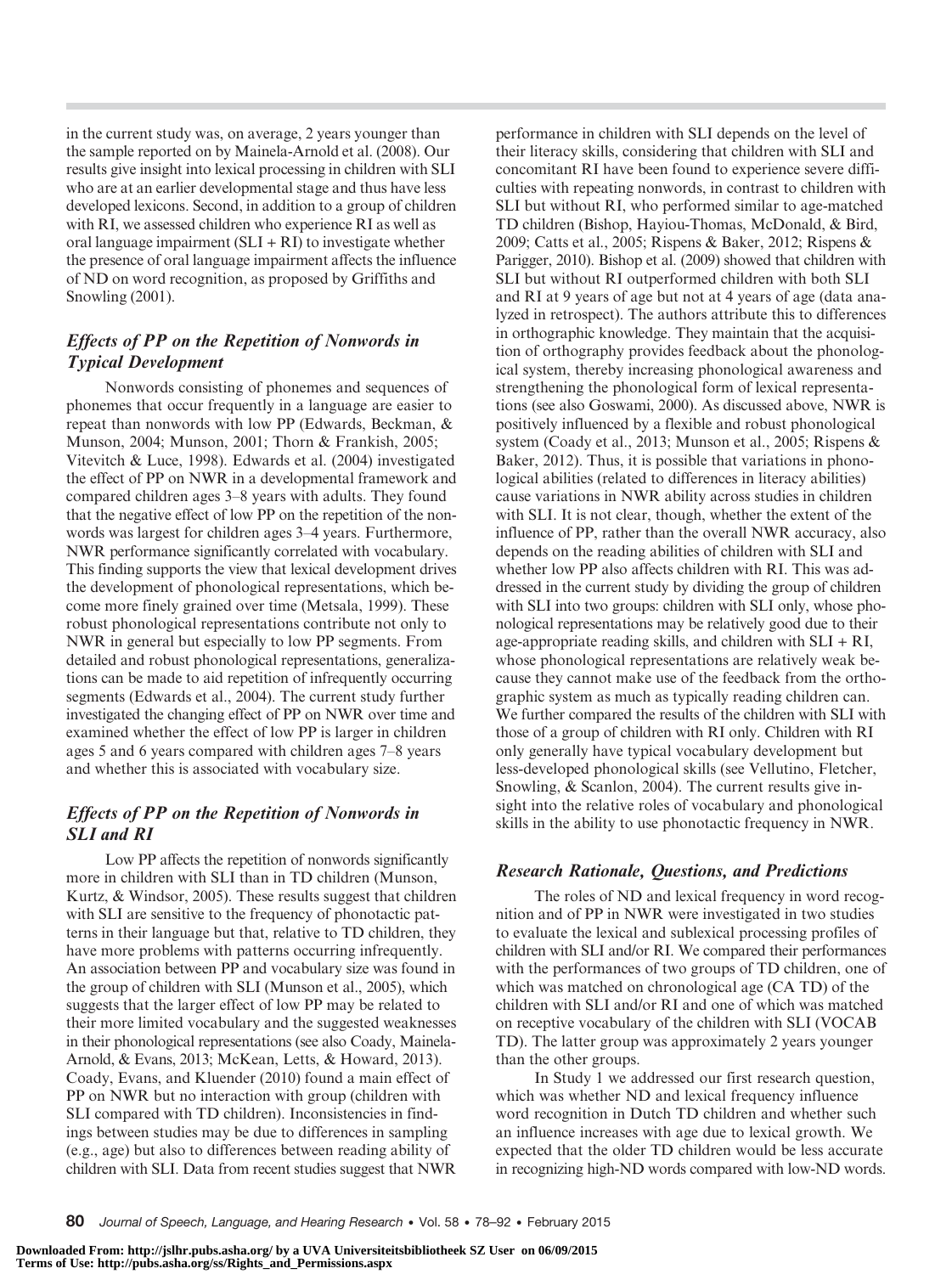in the current study was, on average, 2 years younger than the sample reported on by Mainela-Arnold et al. (2008). Our results give insight into lexical processing in children with SLI who are at an earlier developmental stage and thus have less developed lexicons. Second, in addition to a group of children with RI, we assessed children who experience RI as well as oral language impairment (SLI + RI) to investigate whether the presence of oral language impairment affects the influence of ND on word recognition, as proposed by Griffiths and Snowling (2001).

### Effects of PP on the Repetition of Nonwords in Typical Development

Nonwords consisting of phonemes and sequences of phonemes that occur frequently in a language are easier to repeat than nonwords with low PP (Edwards, Beckman, & Munson, 2004; Munson, 2001; Thorn & Frankish, 2005; Vitevitch & Luce, 1998). Edwards et al. (2004) investigated the effect of PP on NWR in a developmental framework and compared children ages 3–8 years with adults. They found that the negative effect of low PP on the repetition of the nonwords was largest for children ages 3–4 years. Furthermore, NWR performance significantly correlated with vocabulary. This finding supports the view that lexical development drives the development of phonological representations, which become more finely grained over time (Metsala, 1999). These robust phonological representations contribute not only to NWR in general but especially to low PP segments. From detailed and robust phonological representations, generalizations can be made to aid repetition of infrequently occurring segments (Edwards et al., 2004). The current study further investigated the changing effect of PP on NWR over time and examined whether the effect of low PP is larger in children ages 5 and 6 years compared with children ages 7–8 years and whether this is associated with vocabulary size.

### Effects of PP on the Repetition of Nonwords in SLI and RI

Low PP affects the repetition of nonwords significantly more in children with SLI than in TD children (Munson, Kurtz, & Windsor, 2005). These results suggest that children with SLI are sensitive to the frequency of phonotactic patterns in their language but that, relative to TD children, they have more problems with patterns occurring infrequently. An association between PP and vocabulary size was found in the group of children with SLI (Munson et al., 2005), which suggests that the larger effect of low PP may be related to their more limited vocabulary and the suggested weaknesses in their phonological representations (see also Coady, Mainela-Arnold, & Evans, 2013; McKean, Letts, & Howard, 2013). Coady, Evans, and Kluender (2010) found a main effect of PP on NWR but no interaction with group (children with SLI compared with TD children). Inconsistencies in findings between studies may be due to differences in sampling (e.g., age) but also to differences between reading ability of children with SLI. Data from recent studies suggest that NWR performance in children with SLI depends on the level of their literacy skills, considering that children with SLI and concomitant RI have been found to experience severe difficulties with repeating nonwords, in contrast to children with SLI but without RI, who performed similar to age-matched TD children (Bishop, Hayiou-Thomas, McDonald, & Bird, 2009; Catts et al., 2005; Rispens & Baker, 2012; Rispens & Parigger, 2010). Bishop et al. (2009) showed that children with SLI but without RI outperformed children with both SLI and RI at 9 years of age but not at 4 years of age (data analyzed in retrospect). The authors attribute this to differences in orthographic knowledge. They maintain that the acquisition of orthography provides feedback about the phonological system, thereby increasing phonological awareness and strengthening the phonological form of lexical representations (see also Goswami, 2000). As discussed above, NWR is positively influenced by a flexible and robust phonological system (Coady et al., 2013; Munson et al., 2005; Rispens & Baker, 2012). Thus, it is possible that variations in phonological abilities (related to differences in literacy abilities) cause variations in NWR ability across studies in children with SLI. It is not clear, though, whether the extent of the influence of PP, rather than the overall NWR accuracy, also depends on the reading abilities of children with SLI and whether low PP also affects children with RI. This was addressed in the current study by dividing the group of children with SLI into two groups: children with SLI only, whose phonological representations may be relatively good due to their age-appropriate reading skills, and children with SLI + RI, whose phonological representations are relatively weak because they cannot make use of the feedback from the orthographic system as much as typically reading children can. We further compared the results of the children with SLI with those of a group of children with RI only. Children with RI only generally have typical vocabulary development but less-developed phonological skills (see Vellutino, Fletcher, Snowling, & Scanlon, 2004). The current results give insight into the relative roles of vocabulary and phonological skills in the ability to use phonotactic frequency in NWR.

### Research Rationale, Questions, and Predictions

The roles of ND and lexical frequency in word recognition and of PP in NWR were investigated in two studies to evaluate the lexical and sublexical processing profiles of children with SLI and/or RI. We compared their performances with the performances of two groups of TD children, one of which was matched on chronological age (CA TD) of the children with SLI and/or RI and one of which was matched on receptive vocabulary of the children with SLI (VOCAB TD). The latter group was approximately 2 years younger than the other groups.

In Study 1 we addressed our first research question, which was whether ND and lexical frequency influence word recognition in Dutch TD children and whether such an influence increases with age due to lexical growth. We expected that the older TD children would be less accurate in recognizing high-ND words compared with low-ND words.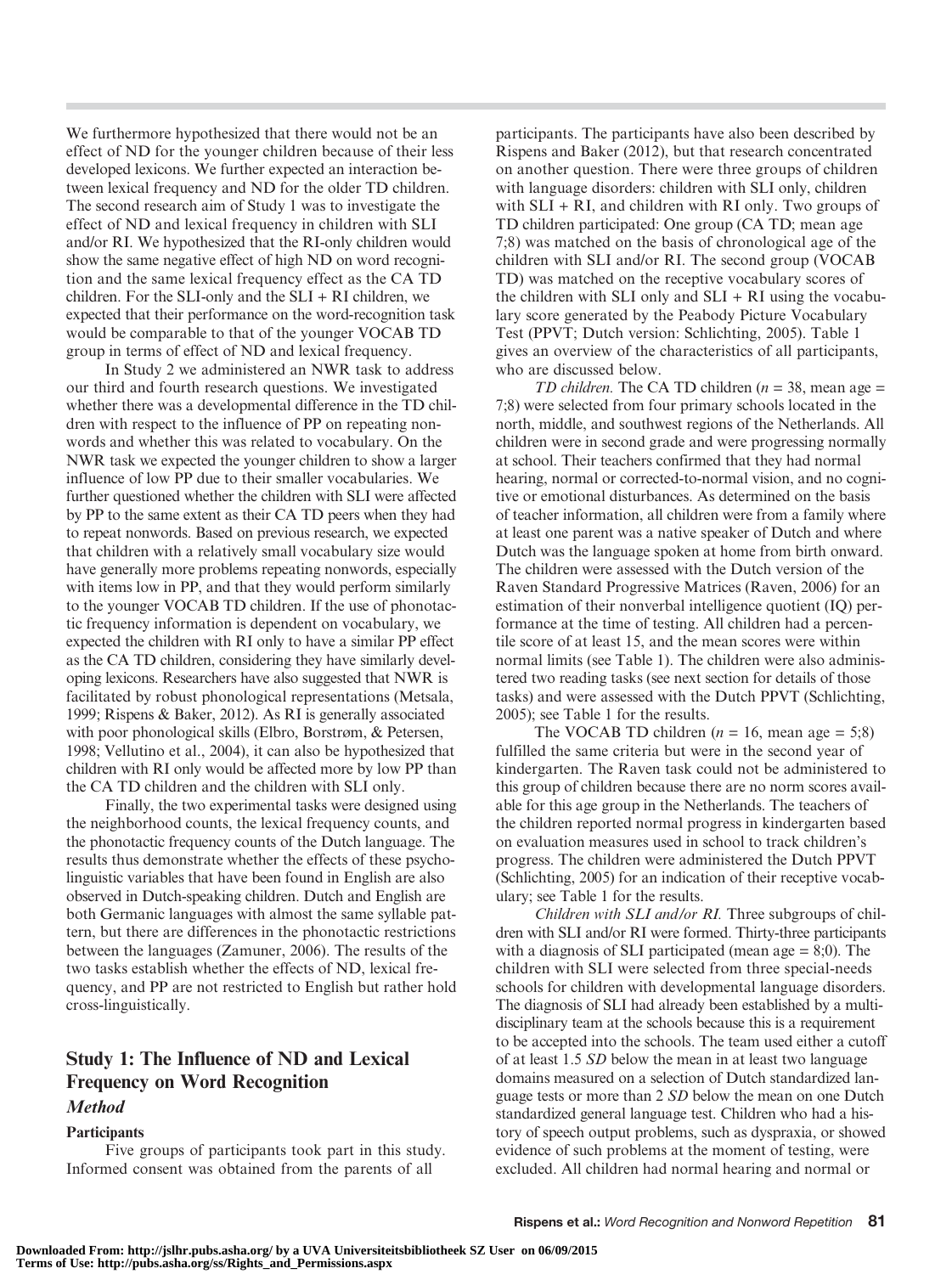We furthermore hypothesized that there would not be an effect of ND for the younger children because of their less developed lexicons. We further expected an interaction between lexical frequency and ND for the older TD children. The second research aim of Study 1 was to investigate the effect of ND and lexical frequency in children with SLI and/or RI. We hypothesized that the RI-only children would show the same negative effect of high ND on word recognition and the same lexical frequency effect as the CA TD children. For the SLI-only and the SLI + RI children, we expected that their performance on the word-recognition task would be comparable to that of the younger VOCAB TD group in terms of effect of ND and lexical frequency.

In Study 2 we administered an NWR task to address our third and fourth research questions. We investigated whether there was a developmental difference in the TD children with respect to the influence of PP on repeating nonwords and whether this was related to vocabulary. On the NWR task we expected the younger children to show a larger influence of low PP due to their smaller vocabularies. We further questioned whether the children with SLI were affected by PP to the same extent as their CA TD peers when they had to repeat nonwords. Based on previous research, we expected that children with a relatively small vocabulary size would have generally more problems repeating nonwords, especially with items low in PP, and that they would perform similarly to the younger VOCAB TD children. If the use of phonotactic frequency information is dependent on vocabulary, we expected the children with RI only to have a similar PP effect as the CA TD children, considering they have similarly developing lexicons. Researchers have also suggested that NWR is facilitated by robust phonological representations (Metsala, 1999; Rispens & Baker, 2012). As RI is generally associated with poor phonological skills (Elbro, Borstrøm, & Petersen, 1998; Vellutino et al., 2004), it can also be hypothesized that children with RI only would be affected more by low PP than the CA TD children and the children with SLI only.

Finally, the two experimental tasks were designed using the neighborhood counts, the lexical frequency counts, and the phonotactic frequency counts of the Dutch language. The results thus demonstrate whether the effects of these psycholinguistic variables that have been found in English are also observed in Dutch-speaking children. Dutch and English are both Germanic languages with almost the same syllable pattern, but there are differences in the phonotactic restrictions between the languages (Zamuner, 2006). The results of the two tasks establish whether the effects of ND, lexical frequency, and PP are not restricted to English but rather hold cross-linguistically.

## Study 1: The Influence of ND and Lexical Frequency on Word Recognition

### *Method*

#### Participants

Five groups of participants took part in this study. Informed consent was obtained from the parents of all participants. The participants have also been described by Rispens and Baker (2012), but that research concentrated on another question. There were three groups of children with language disorders: children with SLI only, children with SLI + RI, and children with RI only. Two groups of TD children participated: One group (CA TD; mean age 7;8) was matched on the basis of chronological age of the children with SLI and/or RI. The second group (VOCAB TD) was matched on the receptive vocabulary scores of the children with SLI only and SLI + RI using the vocabulary score generated by the Peabody Picture Vocabulary Test (PPVT; Dutch version: Schlichting, 2005). Table 1 gives an overview of the characteristics of all participants, who are discussed below.

*TD children.* The CA TD children ($n$ = 38, mean age = 7;8) were selected from four primary schools located in the north, middle, and southwest regions of the Netherlands. All children were in second grade and were progressing normally at school. Their teachers confirmed that they had normal hearing, normal or corrected-to-normal vision, and no cognitive or emotional disturbances. As determined on the basis of teacher information, all children were from a family where at least one parent was a native speaker of Dutch and where Dutch was the language spoken at home from birth onward. The children were assessed with the Dutch version of the Raven Standard Progressive Matrices (Raven, 2006) for an estimation of their nonverbal intelligence quotient (IQ) performance at the time of testing. All children had a percentile score of at least 15, and the mean scores were within normal limits (see Table 1). The children were also administered two reading tasks (see next section for details of those tasks) and were assessed with the Dutch PPVT (Schlichting, 2005); see Table 1 for the results.

The VOCAB TD children ($n$ = 16, mean age = 5;8) fulfilled the same criteria but were in the second year of kindergarten. The Raven task could not be administered to this group of children because there are no norm scores available for this age group in the Netherlands. The teachers of the children reported normal progress in kindergarten based on evaluation measures used in school to track children's progress. The children were administered the Dutch PPVT (Schlichting, 2005) for an indication of their receptive vocabulary; see Table 1 for the results.

*Children with SLI and/or RI.* Three subgroups of children with SLI and/or RI were formed. Thirty-three participants with a diagnosis of SLI participated (mean age = 8;0). The children with SLI were selected from three special-needs schools for children with developmental language disorders. The diagnosis of SLI had already been established by a multidisciplinary team at the schools because this is a requirement to be accepted into the schools. The team used either a cutoff of at least 1.5 *SD* below the mean in at least two language domains measured on a selection of Dutch standardized language tests or more than 2 *SD* below the mean on one Dutch standardized general language test. Children who had a history of speech output problems, such as dyspraxia, or showed evidence of such problems at the moment of testing, were excluded. All children had normal hearing and normal or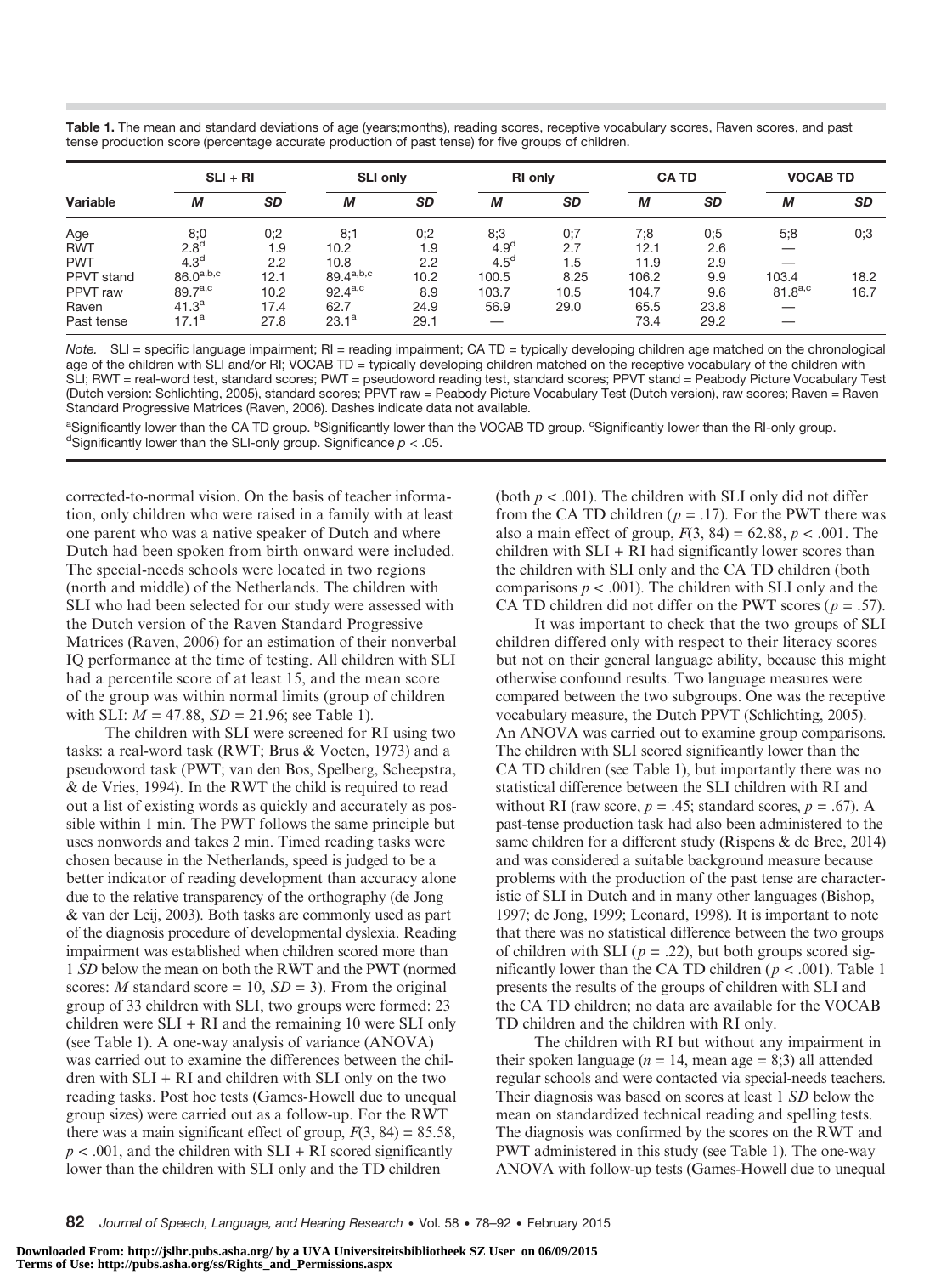**Table 1.** The mean and standard deviations of age (years;months), reading scores, receptive vocabulary scores, Raven scores, and past tense production score (percentage accurate production of past tense) for five groups of children.

| Variable | SLI + RI | | SLI only | | RI only | | CA TD | | VOCAB TD | |
|---|---|---|---|---|---|---|---|---|---|---|
| | *M* | *SD* | *M* | *SD* | *M* | *SD* | *M* | *SD* | *M* | *SD* |
| Age | 8;0 | 0;2 | 8;1 | 0;2 | 8;3 | 0;7 | 7;8 | 0;5 | 5;8 | 0;3 |
| RWT | 2.8[d] | 1.9 | 10.2 | 1.9 | 4.9[d] | 2.7 | 12.1 | 2.6 | — | |
| PWT | 4.3[d] | 2.2 | 10.8 | 2.2 | 4.5[d] | 1.5 | 11.9 | 2.9 | — | |
| PPVT stand | 86.0[a,b,c] | 12.1 | 89.4[a,b,c] | 10.2 | 100.5 | 8.25 | 106.2 | 9.9 | 103.4 | 18.2 |
| PPVT raw | 89.7[a,c] | 10.2 | 92.4[a,c] | 8.9 | 103.7 | 10.5 | 104.7 | 9.6 | 81.8[a,c] | 16.7 |
| Raven | 41.3[a] | 17.4 | 62.7 | 24.9 | 56.9 | 29.0 | 65.5 | 23.8 | — | |
| Past tense | 17.1[a] | 27.8 | 23.1[a] | 29.1 | — | | 73.4 | 29.2 | — | |

*Note.* SLI = specific language impairment; RI = reading impairment; CA TD = typically developing children age matched on the chronological age of the children with SLI and/or RI; VOCAB TD = typically developing children matched on the receptive vocabulary of the children with SLI; RWT = real-word test, standard scores; PWT = pseudoword reading test, standard scores; PPVT stand = Peabody Picture Vocabulary Test (Dutch version: Schlichting, 2005), standard scores; PPVT raw = Peabody Picture Vocabulary Test (Dutch version), raw scores; Raven = Raven Standard Progressive Matrices (Raven, 2006). Dashes indicate data not available.

[a]Significantly lower than the CA TD group. [b]Significantly lower than the VOCAB TD group. [c]Significantly lower than the RI-only group. [d]Significantly lower than the SLI-only group. Significance $p < .05$.

corrected-to-normal vision. On the basis of teacher information, only children who were raised in a family with at least one parent who was a native speaker of Dutch and where Dutch had been spoken from birth onward were included. The special-needs schools were located in two regions (north and middle) of the Netherlands. The children with SLI who had been selected for our study were assessed with the Dutch version of the Raven Standard Progressive Matrices (Raven, 2006) for an estimation of their nonverbal IQ performance at the time of testing. All children with SLI had a percentile score of at least 15, and the mean score of the group was within normal limits (group of children with SLI: $M = 47.88$, $SD = 21.96$; see Table 1).

The children with SLI were screened for RI using two tasks: a real-word task (RWT; Brus & Voeten, 1973) and a pseudoword task (PWT; van den Bos, Spelberg, Scheepstra, & de Vries, 1994). In the RWT the child is required to read out a list of existing words as quickly and accurately as possible within 1 min. The PWT follows the same principle but uses nonwords and takes 2 min. Timed reading tasks were chosen because in the Netherlands, speed is judged to be a better indicator of reading development than accuracy alone due to the relative transparency of the orthography (de Jong & van der Leij, 2003). Both tasks are commonly used as part of the diagnosis procedure of developmental dyslexia. Reading impairment was established when children scored more than 1 *SD* below the mean on both the RWT and the PWT (normed scores: *M* standard score = 10, *SD* = 3). From the original group of 33 children with SLI, two groups were formed: 23 children were SLI + RI and the remaining 10 were SLI only (see Table 1). A one-way analysis of variance (ANOVA) was carried out to examine the differences between the children with SLI + RI and children with SLI only on the two reading tasks. Post hoc tests (Games-Howell due to unequal group sizes) were carried out as a follow-up. For the RWT there was a main significant effect of group, $F(3, 84) = 85.58$, $p < .001$, and the children with SLI + RI scored significantly lower than the children with SLI only and the TD children (both $p < .001$). The children with SLI only did not differ from the CA TD children ($p = .17$). For the PWT there was also a main effect of group, $F(3, 84) = 62.88$, $p < .001$. The children with SLI + RI had significantly lower scores than the children with SLI only and the CA TD children (both comparisons $p < .001$). The children with SLI only and the CA TD children did not differ on the PWT scores ($p = .57$).

It was important to check that the two groups of SLI children differed only with respect to their literacy scores but not on their general language ability, because this might otherwise confound results. Two language measures were compared between the two subgroups. One was the receptive vocabulary measure, the Dutch PPVT (Schlichting, 2005). An ANOVA was carried out to examine group comparisons. The children with SLI scored significantly lower than the CA TD children (see Table 1), but importantly there was no statistical difference between the SLI children with RI and without RI (raw score, $p = .45$; standard scores, $p = .67$). A past-tense production task had also been administered to the same children for a different study (Rispens & de Bree, 2014) and was considered a suitable background measure because problems with the production of the past tense are characteristic of SLI in Dutch and in many other languages (Bishop, 1997; de Jong, 1999; Leonard, 1998). It is important to note that there was no statistical difference between the two groups of children with SLI ($p = .22$), but both groups scored significantly lower than the CA TD children ($p < .001$). Table 1 presents the results of the groups of children with SLI and the CA TD children; no data are available for the VOCAB TD children and the children with RI only.

The children with RI but without any impairment in their spoken language ($n = 14$, mean age = 8;3) all attended regular schools and were contacted via special-needs teachers. Their diagnosis was based on scores at least 1 *SD* below the mean on standardized technical reading and spelling tests. The diagnosis was confirmed by the scores on the RWT and PWT administered in this study (see Table 1). The one-way ANOVA with follow-up tests (Games-Howell due to unequal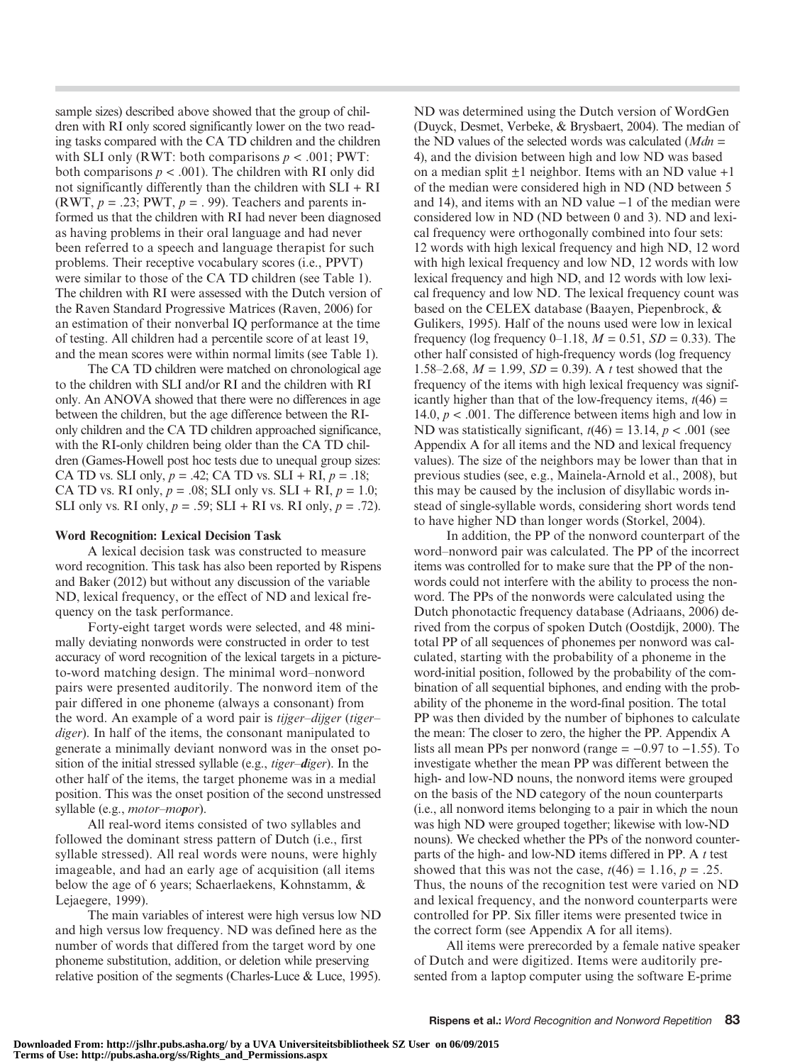sample sizes) described above showed that the group of children with RI only scored significantly lower on the two reading tasks compared with the CA TD children and the children with SLI only (RWT: both comparisons $p < .001$; PWT: both comparisons $p < .001$). The children with RI only did not significantly differently than the children with SLI + RI (RWT, $p = .23$; PWT, $p = .99$). Teachers and parents informed us that the children with RI had never been diagnosed as having problems in their oral language and had never been referred to a speech and language therapist for such problems. Their receptive vocabulary scores (i.e., PPVT) were similar to those of the CA TD children (see Table 1). The children with RI were assessed with the Dutch version of the Raven Standard Progressive Matrices (Raven, 2006) for an estimation of their nonverbal IQ performance at the time of testing. All children had a percentile score of at least 19, and the mean scores were within normal limits (see Table 1).

The CA TD children were matched on chronological age to the children with SLI and/or RI and the children with RI only. An ANOVA showed that there were no differences in age between the children, but the age difference between the RI-only children and the CA TD children approached significance, with the RI-only children being older than the CA TD children (Games-Howell post hoc tests due to unequal group sizes: CA TD vs. SLI only, $p = .42$; CA TD vs. SLI + RI, $p = .18$; CA TD vs. RI only, $p = .08$; SLI only vs. SLI + RI, $p = 1.0$; SLI only vs. RI only, $p = .59$; SLI + RI vs. RI only, $p = .72$).

**Word Recognition: Lexical Decision Task**

A lexical decision task was constructed to measure word recognition. This task has also been reported by Rispens and Baker (2012) but without any discussion of the variable ND, lexical frequency, or the effect of ND and lexical frequency on the task performance.

Forty-eight target words were selected, and 48 minimally deviating nonwords were constructed in order to test accuracy of word recognition of the lexical targets in a picture-to-word matching design. The minimal word–nonword pairs were presented auditorily. The nonword item of the pair differed in one phoneme (always a consonant) from the word. An example of a word pair is *tijger–dijger* (*tiger–diger*). In half of the items, the consonant manipulated to generate a minimally deviant nonword was in the onset position of the initial stressed syllable (e.g., *tiger–**d**iger*). In the other half of the items, the target phoneme was in a medial position. This was the onset position of the second unstressed syllable (e.g., *motor–mo**p**or*).

All real-word items consisted of two syllables and followed the dominant stress pattern of Dutch (i.e., first syllable stressed). All real words were nouns, were highly imageable, and had an early age of acquisition (all items below the age of 6 years; Schaerlaekens, Kohnstamm, & Lejaegere, 1999).

The main variables of interest were high versus low ND and high versus low frequency. ND was defined here as the number of words that differed from the target word by one phoneme substitution, addition, or deletion while preserving relative position of the segments (Charles-Luce & Luce, 1995). ND was determined using the Dutch version of WordGen (Duyck, Desmet, Verbeke, & Brysbaert, 2004). The median of the ND values of the selected words was calculated ($Mdn$ = 4), and the division between high and low ND was based on a median split ±1 neighbor. Items with an ND value +1 of the median were considered high in ND (ND between 5 and 14), and items with an ND value −1 of the median were considered low in ND (ND between 0 and 3). ND and lexical frequency were orthogonally combined into four sets: 12 words with high lexical frequency and high ND, 12 word with high lexical frequency and low ND, 12 words with low lexical frequency and high ND, and 12 words with low lexical frequency and low ND. The lexical frequency count was based on the CELEX database (Baayen, Piepenbrock, & Gulikers, 1995). Half of the nouns used were low in lexical frequency (log frequency 0–1.18, $M = 0.51$, $SD = 0.33$). The other half consisted of high-frequency words (log frequency 1.58–2.68, $M = 1.99$, $SD = 0.39$). A $t$ test showed that the frequency of the items with high lexical frequency was significantly higher than that of the low-frequency items, $t(46) = 14.0$, $p < .001$. The difference between items high and low in ND was statistically significant, $t(46) = 13.14$, $p < .001$ (see Appendix A for all items and the ND and lexical frequency values). The size of the neighbors may be lower than that in previous studies (see, e.g., Mainela-Arnold et al., 2008), but this may be caused by the inclusion of disyllabic words instead of single-syllable words, considering short words tend to have higher ND than longer words (Storkel, 2004).

In addition, the PP of the nonword counterpart of the word–nonword pair was calculated. The PP of the incorrect items was controlled for to make sure that the PP of the nonwords could not interfere with the ability to process the nonword. The PPs of the nonwords were calculated using the Dutch phonotactic frequency database (Adriaans, 2006) derived from the corpus of spoken Dutch (Oostdijk, 2000). The total PP of all sequences of phonemes per nonword was calculated, starting with the probability of a phoneme in the word-initial position, followed by the probability of the combination of all sequential biphones, and ending with the probability of the phoneme in the word-final position. The total PP was then divided by the number of biphones to calculate the mean: The closer to zero, the higher the PP. Appendix A lists all mean PPs per nonword (range = −0.97 to −1.55). To investigate whether the mean PP was different between the high- and low-ND nouns, the nonword items were grouped on the basis of the ND category of the noun counterparts (i.e., all nonword items belonging to a pair in which the noun was high ND were grouped together; likewise with low-ND nouns). We checked whether the PPs of the nonword counterparts of the high- and low-ND items differed in PP. A $t$ test showed that this was not the case, $t(46) = 1.16$, $p = .25$. Thus, the nouns of the recognition test were varied on ND and lexical frequency, and the nonword counterparts were controlled for PP. Six filler items were presented twice in the correct form (see Appendix A for all items).

All items were prerecorded by a female native speaker of Dutch and were digitized. Items were auditorily presented from a laptop computer using the software E-prime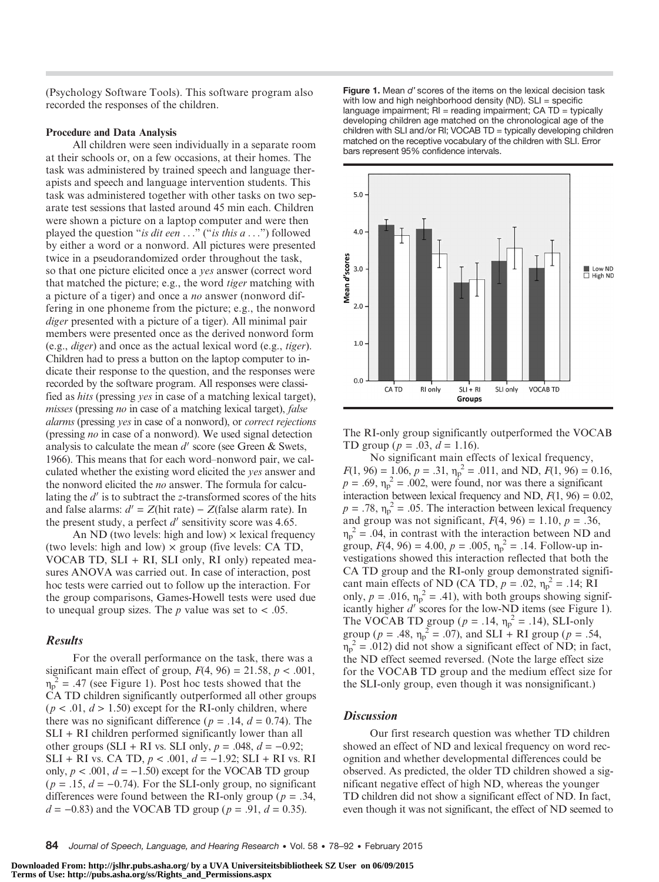(Psychology Software Tools). This software program also recorded the responses of the children.

**Procedure and Data Analysis**

All children were seen individually in a separate room at their schools or, on a few occasions, at their homes. The task was administered by trained speech and language therapists and speech and language intervention students. This task was administered together with other tasks on two separate test sessions that lasted around 45 min each. Children were shown a picture on a laptop computer and were then played the question "*is dit een* . . ." ("*is this a* . . .") followed by either a word or a nonword. All pictures were presented twice in a pseudorandomized order throughout the task, so that one picture elicited once a *yes* answer (correct word that matched the picture; e.g., the word *tiger* matching with a picture of a tiger) and once a *no* answer (nonword differing in one phoneme from the picture; e.g., the nonword *diger* presented with a picture of a tiger). All minimal pair members were presented once as the derived nonword form (e.g., *diger*) and once as the actual lexical word (e.g., *tiger*). Children had to press a button on the laptop computer to indicate their response to the question, and the responses were recorded by the software program. All responses were classified as *hits* (pressing *yes* in case of a matching lexical target), *misses* (pressing *no* in case of a matching lexical target), *false alarms* (pressing *yes* in case of a nonword), or *correct rejections* (pressing *no* in case of a nonword). We used signal detection analysis to calculate the mean $d'$ score (see Green & Swets, 1966). This means that for each word–nonword pair, we calculated whether the existing word elicited the *yes* answer and the nonword elicited the *no* answer. The formula for calculating the $d'$ is to subtract the *z*-transformed scores of the hits and false alarms: $d' = Z(\text{hit rate}) - Z(\text{false alarm rate})$. In the present study, a perfect $d'$ sensitivity score was 4.65.

An ND (two levels: high and low) × lexical frequency (two levels: high and low) × group (five levels: CA TD, VOCAB TD, SLI + RI, SLI only, RI only) repeated measures ANOVA was carried out. In case of interaction, post hoc tests were carried out to follow up the interaction. For the group comparisons, Games-Howell tests were used due to unequal group sizes. The *p* value was set to < .05.

### Results

For the overall performance on the task, there was a significant main effect of group, $F(4, 96) = 21.58$, $p < .001$, $\eta_p^2 = .47$ (see Figure 1). Post hoc tests showed that the CA TD children significantly outperformed all other groups ($p < .01$, $d > 1.50$) except for the RI-only children, where there was no significant difference ($p = .14$, $d = 0.74$). The SLI + RI children performed significantly lower than all other groups (SLI + RI vs. SLI only, $p = .048$, $d = -0.92$; SLI + RI vs. CA TD, $p < .001$, $d = -1.92$; SLI + RI vs. RI only, $p < .001$, $d = -1.50$) except for the VOCAB TD group ($p = .15$, $d = -0.74$). For the SLI-only group, no significant differences were found between the RI-only group ($p = .34$, $d = -0.83$) and the VOCAB TD group ($p = .91$, $d = 0.35$).

**Figure 1.** Mean $d'$ scores of the items on the lexical decision task with low and high neighborhood density (ND). SLI = specific language impairment; RI = reading impairment; CA TD = typically developing children age matched on the chronological age of the children with SLI and/or RI; VOCAB TD = typically developing children matched on the receptive vocabulary of the children with SLI. Error bars represent 95% confidence intervals.

The RI-only group significantly outperformed the VOCAB TD group ($p = .03$, $d = 1.16$).

No significant main effects of lexical frequency, $F(1, 96) = 1.06$, $p = .31$, $\eta_p^2 = .011$, and ND, $F(1, 96) = 0.16$, $p = .69$, $\eta_p^2 = .002$, were found, nor was there a significant interaction between lexical frequency and ND, $F(1, 96) = 0.02$, $p = .78$, $\eta_p^2 = .05$. The interaction between lexical frequency and group was not significant, $F(4, 96) = 1.10$, $p = .36$, $\eta_p^2 = .04$, in contrast with the interaction between ND and group, $F(4, 96) = 4.00$, $p = .005$, $\eta_p^2 = .14$. Follow-up investigations showed this interaction reflected that both the CA TD group and the RI-only group demonstrated significant main effects of ND (CA TD, $p = .02$, $\eta_p^2 = .14$; RI only, $p = .016$, $\eta_p^2 = .41$), with both groups showing significantly higher $d'$ scores for the low-ND items (see Figure 1). The VOCAB TD group ($p = .14$, $\eta_p^2 = .14$), SLI-only group ($p = .48$, $\eta_p^2 = .07$), and SLI + RI group ($p = .54$, $\eta_p^2 = .012$) did not show a significant effect of ND; in fact, the ND effect seemed reversed. (Note the large effect size for the VOCAB TD group and the medium effect size for the SLI-only group, even though it was nonsignificant.)

### Discussion

Our first research question was whether TD children showed an effect of ND and lexical frequency on word recognition and whether developmental differences could be observed. As predicted, the older TD children showed a significant negative effect of high ND, whereas the younger TD children did not show a significant effect of ND. In fact, even though it was not significant, the effect of ND seemed to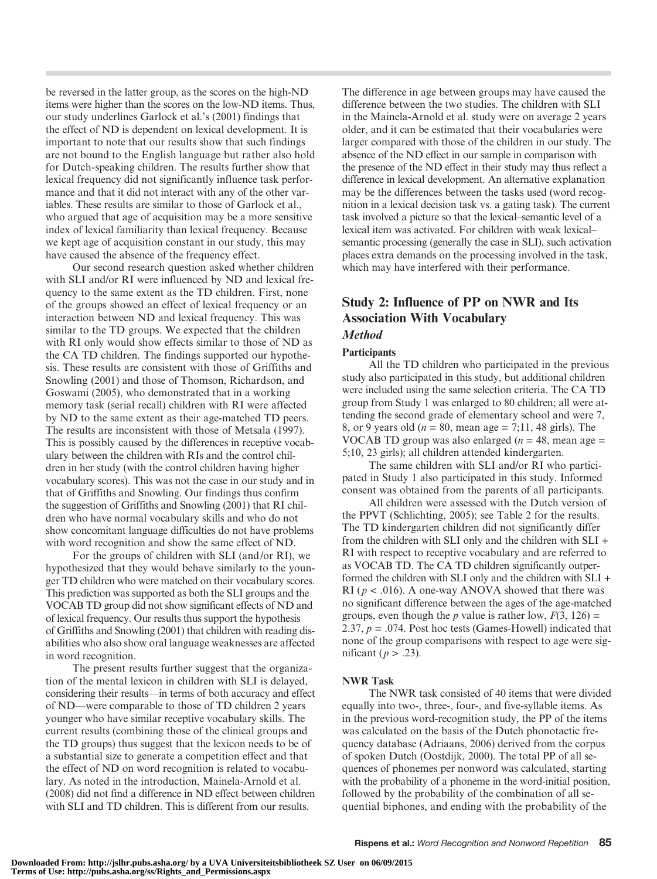be reversed in the latter group, as the scores on the high-ND items were higher than the scores on the low-ND items. Thus, our study underlines Garlock et al.'s (2001) findings that the effect of ND is dependent on lexical development. It is important to note that our results show that such findings are not bound to the English language but rather also hold for Dutch-speaking children. The results further show that lexical frequency did not significantly influence task performance and that it did not interact with any of the other variables. These results are similar to those of Garlock et al., who argued that age of acquisition may be a more sensitive index of lexical familiarity than lexical frequency. Because we kept age of acquisition constant in our study, this may have caused the absence of the frequency effect.

Our second research question asked whether children with SLI and/or RI were influenced by ND and lexical frequency to the same extent as the TD children. First, none of the groups showed an effect of lexical frequency or an interaction between ND and lexical frequency. This was similar to the TD groups. We expected that the children with RI only would show effects similar to those of ND as the CA TD children. The findings supported our hypothesis. These results are consistent with those of Griffiths and Snowling (2001) and those of Thomson, Richardson, and Goswami (2005), who demonstrated that in a working memory task (serial recall) children with RI were affected by ND to the same extent as their age-matched TD peers. The results are inconsistent with those of Metsala (1997). This is possibly caused by the differences in receptive vocabulary between the children with RIs and the control children in her study (with the control children having higher vocabulary scores). This was not the case in our study and in that of Griffiths and Snowling. Our findings thus confirm the suggestion of Griffiths and Snowling (2001) that RI children who have normal vocabulary skills and who do not show concomitant language difficulties do not have problems with word recognition and show the same effect of ND.

For the groups of children with SLI (and/or RI), we hypothesized that they would behave similarly to the younger TD children who were matched on their vocabulary scores. This prediction was supported as both the SLI groups and the VOCAB TD group did not show significant effects of ND and of lexical frequency. Our results thus support the hypothesis of Griffiths and Snowling (2001) that children with reading disabilities who also show oral language weaknesses are affected in word recognition.

The present results further suggest that the organization of the mental lexicon in children with SLI is delayed, considering their results—in terms of both accuracy and effect of ND—were comparable to those of TD children 2 years younger who have similar receptive vocabulary skills. The current results (combining those of the clinical groups and the TD groups) thus suggest that the lexicon needs to be of a substantial size to generate a competition effect and that the effect of ND on word recognition is related to vocabulary. As noted in the introduction, Mainela-Arnold et al. (2008) did not find a difference in ND effect between children with SLI and TD children. This is different from our results. The difference in age between groups may have caused the difference between the two studies. The children with SLI in the Mainela-Arnold et al. study were on average 2 years older, and it can be estimated that their vocabularies were larger compared with those of the children in our study. The absence of the ND effect in our sample in comparison with the presence of the ND effect in their study may thus reflect a difference in lexical development. An alternative explanation may be the differences between the tasks used (word recognition in a lexical decision task vs. a gating task). The current task involved a picture so that the lexical–semantic level of a lexical item was activated. For children with weak lexical–semantic processing (generally the case in SLI), such activation places extra demands on the processing involved in the task, which may have interfered with their performance.

## Study 2: Influence of PP on NWR and Its Association With Vocabulary

### *Method*

#### Participants

All the TD children who participated in the previous study also participated in this study, but additional children were included using the same selection criteria. The CA TD group from Study 1 was enlarged to 80 children; all were attending the second grade of elementary school and were 7, 8, or 9 years old ($n$ = 80, mean age = 7;11, 48 girls). The VOCAB TD group was also enlarged ($n$ = 48, mean age = 5;10, 23 girls); all children attended kindergarten.

The same children with SLI and/or RI who participated in Study 1 also participated in this study. Informed consent was obtained from the parents of all participants.

All children were assessed with the Dutch version of the PPVT (Schlichting, 2005); see Table 2 for the results. The TD kindergarten children did not significantly differ from the children with SLI only and the children with SLI + RI with respect to receptive vocabulary and are referred to as VOCAB TD. The CA TD children significantly outperformed the children with SLI only and the children with SLI + RI ($p < .016$). A one-way ANOVA showed that there was no significant difference between the ages of the age-matched groups, even though the $p$ value is rather low, $F(3, 126) = 2.37$, $p = .074$. Post hoc tests (Games-Howell) indicated that none of the group comparisons with respect to age were significant ($p > .23$).

#### NWR Task

The NWR task consisted of 40 items that were divided equally into two-, three-, four-, and five-syllable items. As in the previous word-recognition study, the PP of the items was calculated on the basis of the Dutch phonotactic frequency database (Adriaans, 2006) derived from the corpus of spoken Dutch (Oostdijk, 2000). The total PP of all sequences of phonemes per nonword was calculated, starting with the probability of a phoneme in the word-initial position, followed by the probability of the combination of all sequential biphones, and ending with the probability of the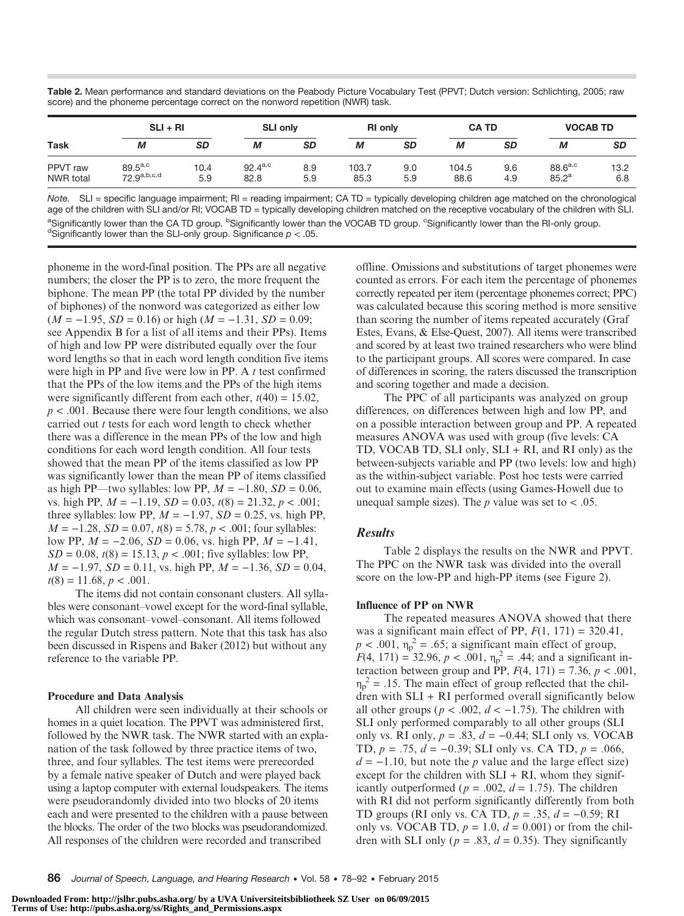**Table 2.** Mean performance and standard deviations on the Peabody Picture Vocabulary Test (PPVT; Dutch version: Schlichting, 2005; raw score) and the phoneme percentage correct on the nonword repetition (NWR) task.

| Task | SLI + RI | | SLI only | | RI only | | CA TD | | VOCAB TD | |
|---|---|---|---|---|---|---|---|---|---|---|
| | *M* | *SD* | *M* | *SD* | *M* | *SD* | *M* | *SD* | *M* | *SD* |
| PPVT raw | 89.5[a,c] | 10.4 | 92.4[a,c] | 8.9 | 103.7 | 9.0 | 104.5 | 9.6 | 88.6[a,c] | 13.2 |
| NWR total | 72.9[a,b,c,d] | 5.9 | 82.8 | 5.9 | 85.3 | 5.9 | 88.6 | 4.9 | 85.2[a] | 6.8 |

*Note.* SLI = specific language impairment; RI = reading impairment; CA TD = typically developing children age matched on the chronological age of the children with SLI and/or RI; VOCAB TD = typically developing children matched on the receptive vocabulary of the children with SLI.
[a]Significantly lower than the CA TD group. [b]Significantly lower than the VOCAB TD group. [c]Significantly lower than the RI-only group. [d]Significantly lower than the SLI-only group. Significance $p < .05$.

phoneme in the word-final position. The PPs are all negative numbers; the closer the PP is to zero, the more frequent the biphone. The mean PP (the total PP divided by the number of biphones) of the nonword was categorized as either low ($M = -1.95$, $SD = 0.16$) or high ($M = -1.31$, $SD = 0.09$; see Appendix B for a list of all items and their PPs). Items of high and low PP were distributed equally over the four word lengths so that in each word length condition five items were high in PP and five were low in PP. A *t* test confirmed that the PPs of the low items and the PPs of the high items were significantly different from each other, $t(40) = 15.02$, $p < .001$. Because there were four length conditions, we also carried out *t* tests for each word length to check whether there was a difference in the mean PPs of the low and high conditions for each word length condition. All four tests showed that the mean PP of the items classified as low PP was significantly lower than the mean PP of items classified as high PP—two syllables: low PP, $M = -1.80$, $SD = 0.06$, vs. high PP, $M = -1.19$, $SD = 0.03$, $t(8) = 21.32$, $p < .001$; three syllables: low PP, $M = -1.97$, $SD = 0.25$, vs. high PP, $M = -1.28$, $SD = 0.07$, $t(8) = 5.78$, $p < .001$; four syllables: low PP, $M = -2.06$, $SD = 0.06$, vs. high PP, $M = -1.41$, $SD = 0.08$, $t(8) = 15.13$, $p < .001$; five syllables: low PP, $M = -1.97$, $SD = 0.11$, vs. high PP, $M = -1.36$, $SD = 0.04$, $t(8) = 11.68$, $p < .001$.

The items did not contain consonant clusters. All syllables were consonant–vowel except for the word-final syllable, which was consonant–vowel–consonant. All items followed the regular Dutch stress pattern. Note that this task has also been discussed in Rispens and Baker (2012) but without any reference to the variable PP.

#### Procedure and Data Analysis

All children were seen individually at their schools or homes in a quiet location. The PPVT was administered first, followed by the NWR task. The NWR started with an explanation of the task followed by three practice items of two, three, and four syllables. The test items were prerecorded by a female native speaker of Dutch and were played back using a laptop computer with external loudspeakers. The items were pseudorandomly divided into two blocks of 20 items each and were presented to the children with a pause between the blocks. The order of the two blocks was pseudorandomized. All responses of the children were recorded and transcribed offline. Omissions and substitutions of target phonemes were counted as errors. For each item the percentage of phonemes correctly repeated per item (percentage phonemes correct; PPC) was calculated because this scoring method is more sensitive than scoring the number of items repeated accurately (Graf Estes, Evans, & Else-Quest, 2007). All items were transcribed and scored by at least two trained researchers who were blind to the participant groups. All scores were compared. In case of differences in scoring, the raters discussed the transcription and scoring together and made a decision.

The PPC of all participants was analyzed on group differences, on differences between high and low PP, and on a possible interaction between group and PP. A repeated measures ANOVA was used with group (five levels: CA TD, VOCAB TD, SLI only, SLI + RI, and RI only) as the between-subjects variable and PP (two levels: low and high) as the within-subject variable. Post hoc tests were carried out to examine main effects (using Games-Howell due to unequal sample sizes). The *p* value was set to $< .05$.

### *Results*

Table 2 displays the results on the NWR and PPVT. The PPC on the NWR task was divided into the overall score on the low-PP and high-PP items (see Figure 2).

#### Influence of PP on NWR

The repeated measures ANOVA showed that there was a significant main effect of PP, $F(1, 171) = 320.41$, $p < .001$, $\eta_p^2 = .65$; a significant main effect of group, $F(4, 171) = 32.96$, $p < .001$, $\eta_p^2 = .44$; and a significant interaction between group and PP, $F(4, 171) = 7.36$, $p < .001$, $\eta_p^2 = .15$. The main effect of group reflected that the children with SLI + RI performed overall significantly below all other groups ($p < .002$, $d < -1.75$). The children with SLI only performed comparably to all other groups (SLI only vs. RI only, $p = .83$, $d = -0.44$; SLI only vs. VOCAB TD, $p = .75$, $d = -0.39$; SLI only vs. CA TD, $p = .066$, $d = -1.10$, but note the *p* value and the large effect size) except for the children with SLI + RI, whom they significantly outperformed ($p = .002$, $d = 1.75$). The children with RI did not perform significantly differently from both TD groups (RI only vs. CA TD, $p = .35$, $d = -0.59$; RI only vs. VOCAB TD, $p = 1.0$, $d = 0.001$) or from the children with SLI only ($p = .83$, $d = 0.35$). They significantly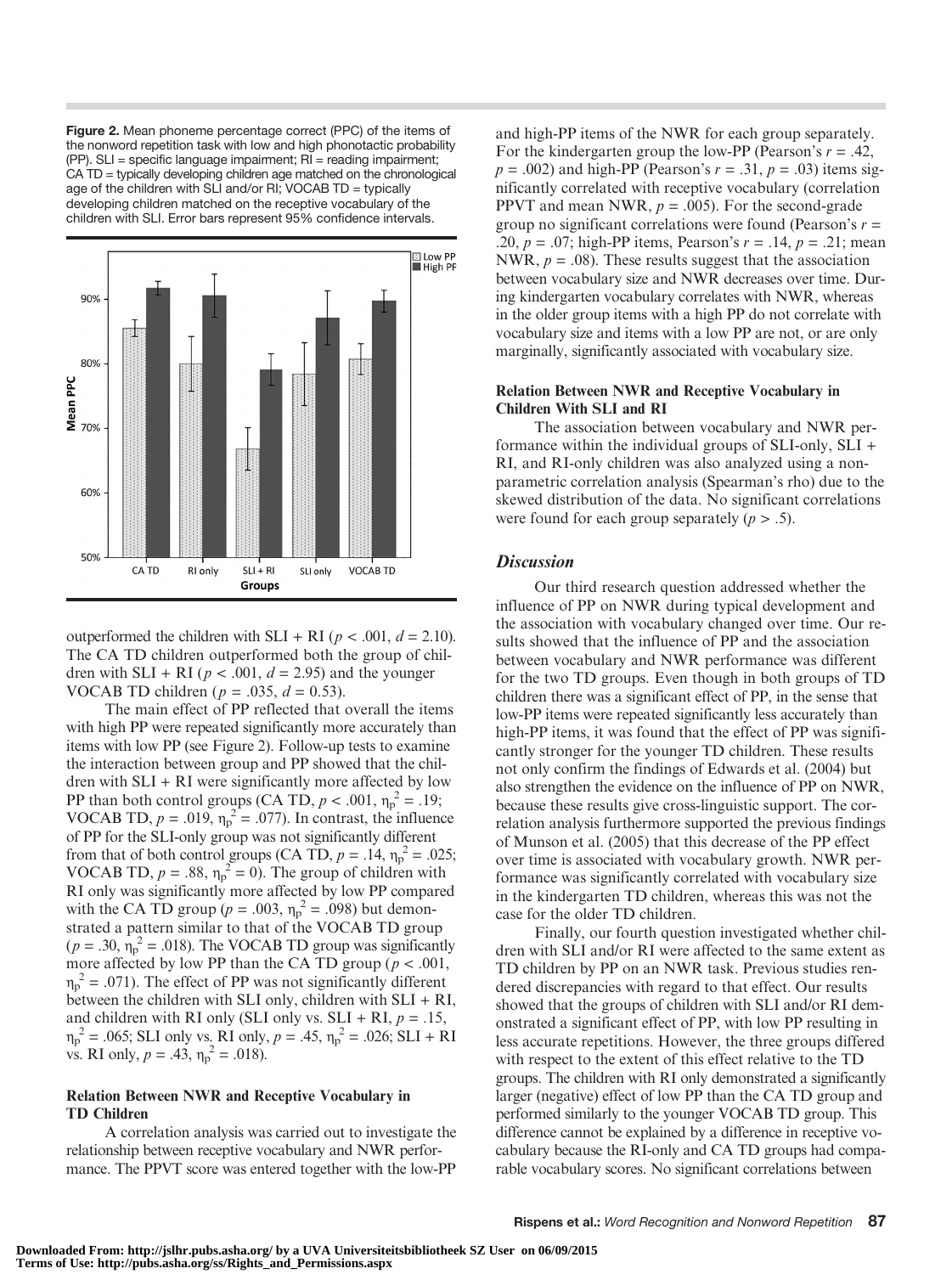**Figure 2.** Mean phoneme percentage correct (PPC) of the items of the nonword repetition task with low and high phonotactic probability (PP). SLI = specific language impairment; RI = reading impairment; CA TD = typically developing children age matched on the chronological age of the children with SLI and/or RI; VOCAB TD = typically developing children matched on the receptive vocabulary of the children with SLI. Error bars represent 95% confidence intervals.

outperformed the children with SLI + RI ($p < .001$, $d = 2.10$). The CA TD children outperformed both the group of children with SLI + RI ($p < .001$, $d = 2.95$) and the younger VOCAB TD children ($p = .035$, $d = 0.53$).

The main effect of PP reflected that overall the items with high PP were repeated significantly more accurately than items with low PP (see Figure 2). Follow-up tests to examine the interaction between group and PP showed that the children with SLI + RI were significantly more affected by low PP than both control groups (CA TD, $p < .001$, $\eta_p^2 = .19$; VOCAB TD, $p = .019$, $\eta_p^2 = .077$). In contrast, the influence of PP for the SLI-only group was not significantly different from that of both control groups (CA TD, $p = .14$, $\eta_p^2 = .025$; VOCAB TD, $p = .88$, $\eta_p^2 = 0$). The group of children with RI only was significantly more affected by low PP compared with the CA TD group ($p = .003$, $\eta_p^2 = .098$) but demonstrated a pattern similar to that of the VOCAB TD group ($p = .30$, $\eta_p^2 = .018$). The VOCAB TD group was significantly more affected by low PP than the CA TD group ($p < .001$, $\eta_p^2 = .071$). The effect of PP was not significantly different between the children with SLI only, children with SLI + RI, and children with RI only (SLI only vs. SLI + RI, $p = .15$, $\eta_p^2 = .065$; SLI only vs. RI only, $p = .45$, $\eta_p^2 = .026$; SLI + RI vs. RI only, $p = .43$, $\eta_p^2 = .018$).

#### Relation Between NWR and Receptive Vocabulary in TD Children

A correlation analysis was carried out to investigate the relationship between receptive vocabulary and NWR performance. The PPVT score was entered together with the low-PP and high-PP items of the NWR for each group separately. For the kindergarten group the low-PP (Pearson's $r = .42$, $p = .002$) and high-PP (Pearson's $r = .31$, $p = .03$) items significantly correlated with receptive vocabulary (correlation PPVT and mean NWR, $p = .005$). For the second-grade group no significant correlations were found (Pearson's $r = .20$, $p = .07$; high-PP items, Pearson's $r = .14$, $p = .21$; mean NWR, $p = .08$). These results suggest that the association between vocabulary size and NWR decreases over time. During kindergarten vocabulary correlates with NWR, whereas in the older group items with a high PP do not correlate with vocabulary size and items with a low PP are not, or are only marginally, significantly associated with vocabulary size.

#### Relation Between NWR and Receptive Vocabulary in Children With SLI and RI

The association between vocabulary and NWR performance within the individual groups of SLI-only, SLI + RI, and RI-only children was also analyzed using a nonparametric correlation analysis (Spearman's rho) due to the skewed distribution of the data. No significant correlations were found for each group separately ($p > .5$).

### *Discussion*

Our third research question addressed whether the influence of PP on NWR during typical development and the association with vocabulary changed over time. Our results showed that the influence of PP and the association between vocabulary and NWR performance was different for the two TD groups. Even though in both groups of TD children there was a significant effect of PP, in the sense that low-PP items were repeated significantly less accurately than high-PP items, it was found that the effect of PP was significantly stronger for the younger TD children. These results not only confirm the findings of Edwards et al. (2004) but also strengthen the evidence on the influence of PP on NWR, because these results give cross-linguistic support. The correlation analysis furthermore supported the previous findings of Munson et al. (2005) that this decrease of the PP effect over time is associated with vocabulary growth. NWR performance was significantly correlated with vocabulary size in the kindergarten TD children, whereas this was not the case for the older TD children.

Finally, our fourth question investigated whether children with SLI and/or RI were affected to the same extent as TD children by PP on an NWR task. Previous studies rendered discrepancies with regard to that effect. Our results showed that the groups of children with SLI and/or RI demonstrated a significant effect of PP, with low PP resulting in less accurate repetitions. However, the three groups differed with respect to the extent of this effect relative to the TD groups. The children with RI only demonstrated a significantly larger (negative) effect of low PP than the CA TD group and performed similarly to the younger VOCAB TD group. This difference cannot be explained by a difference in receptive vocabulary because the RI-only and CA TD groups had comparable vocabulary scores. No significant correlations between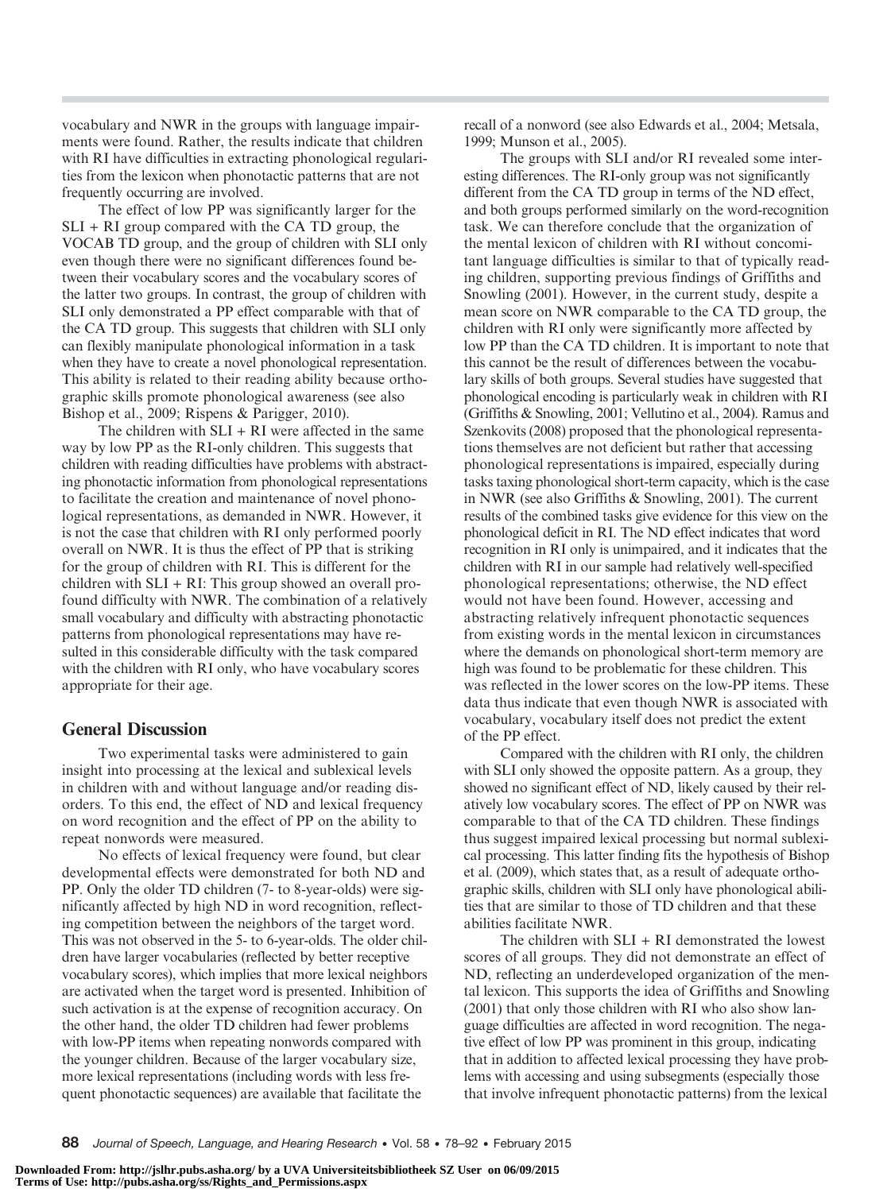vocabulary and NWR in the groups with language impairments were found. Rather, the results indicate that children with RI have difficulties in extracting phonological regularities from the lexicon when phonotactic patterns that are not frequently occurring are involved.

The effect of low PP was significantly larger for the SLI + RI group compared with the CA TD group, the VOCAB TD group, and the group of children with SLI only even though there were no significant differences found between their vocabulary scores and the vocabulary scores of the latter two groups. In contrast, the group of children with SLI only demonstrated a PP effect comparable with that of the CA TD group. This suggests that children with SLI only can flexibly manipulate phonological information in a task when they have to create a novel phonological representation. This ability is related to their reading ability because orthographic skills promote phonological awareness (see also Bishop et al., 2009; Rispens & Parigger, 2010).

The children with SLI + RI were affected in the same way by low PP as the RI-only children. This suggests that children with reading difficulties have problems with abstracting phonotactic information from phonological representations to facilitate the creation and maintenance of novel phonological representations, as demanded in NWR. However, it is not the case that children with RI only performed poorly overall on NWR. It is thus the effect of PP that is striking for the group of children with RI. This is different for the children with SLI + RI: This group showed an overall profound difficulty with NWR. The combination of a relatively small vocabulary and difficulty with abstracting phonotactic patterns from phonological representations may have resulted in this considerable difficulty with the task compared with the children with RI only, who have vocabulary scores appropriate for their age.

## General Discussion

Two experimental tasks were administered to gain insight into processing at the lexical and sublexical levels in children with and without language and/or reading disorders. To this end, the effect of ND and lexical frequency on word recognition and the effect of PP on the ability to repeat nonwords were measured.

No effects of lexical frequency were found, but clear developmental effects were demonstrated for both ND and PP. Only the older TD children (7- to 8-year-olds) were significantly affected by high ND in word recognition, reflecting competition between the neighbors of the target word. This was not observed in the 5- to 6-year-olds. The older children have larger vocabularies (reflected by better receptive vocabulary scores), which implies that more lexical neighbors are activated when the target word is presented. Inhibition of such activation is at the expense of recognition accuracy. On the other hand, the older TD children had fewer problems with low-PP items when repeating nonwords compared with the younger children. Because of the larger vocabulary size, more lexical representations (including words with less frequent phonotactic sequences) are available that facilitate the recall of a nonword (see also Edwards et al., 2004; Metsala, 1999; Munson et al., 2005).

The groups with SLI and/or RI revealed some interesting differences. The RI-only group was not significantly different from the CA TD group in terms of the ND effect, and both groups performed similarly on the word-recognition task. We can therefore conclude that the organization of the mental lexicon of children with RI without concomitant language difficulties is similar to that of typically reading children, supporting previous findings of Griffiths and Snowling (2001). However, in the current study, despite a mean score on NWR comparable to the CA TD group, the children with RI only were significantly more affected by low PP than the CA TD children. It is important to note that this cannot be the result of differences between the vocabulary skills of both groups. Several studies have suggested that phonological encoding is particularly weak in children with RI (Griffiths & Snowling, 2001; Vellutino et al., 2004). Ramus and Szenkovits (2008) proposed that the phonological representations themselves are not deficient but rather that accessing phonological representations is impaired, especially during tasks taxing phonological short-term capacity, which is the case in NWR (see also Griffiths & Snowling, 2001). The current results of the combined tasks give evidence for this view on the phonological deficit in RI. The ND effect indicates that word recognition in RI only is unimpaired, and it indicates that the children with RI in our sample had relatively well-specified phonological representations; otherwise, the ND effect would not have been found. However, accessing and abstracting relatively infrequent phonotactic sequences from existing words in the mental lexicon in circumstances where the demands on phonological short-term memory are high was found to be problematic for these children. This was reflected in the lower scores on the low-PP items. These data thus indicate that even though NWR is associated with vocabulary, vocabulary itself does not predict the extent of the PP effect.

Compared with the children with RI only, the children with SLI only showed the opposite pattern. As a group, they showed no significant effect of ND, likely caused by their relatively low vocabulary scores. The effect of PP on NWR was comparable to that of the CA TD children. These findings thus suggest impaired lexical processing but normal sublexical processing. This latter finding fits the hypothesis of Bishop et al. (2009), which states that, as a result of adequate orthographic skills, children with SLI only have phonological abilities that are similar to those of TD children and that these abilities facilitate NWR.

The children with SLI + RI demonstrated the lowest scores of all groups. They did not demonstrate an effect of ND, reflecting an underdeveloped organization of the mental lexicon. This supports the idea of Griffiths and Snowling (2001) that only those children with RI who also show language difficulties are affected in word recognition. The negative effect of low PP was prominent in this group, indicating that in addition to affected lexical processing they have problems with accessing and using subsegments (especially those that involve infrequent phonotactic patterns) from the lexical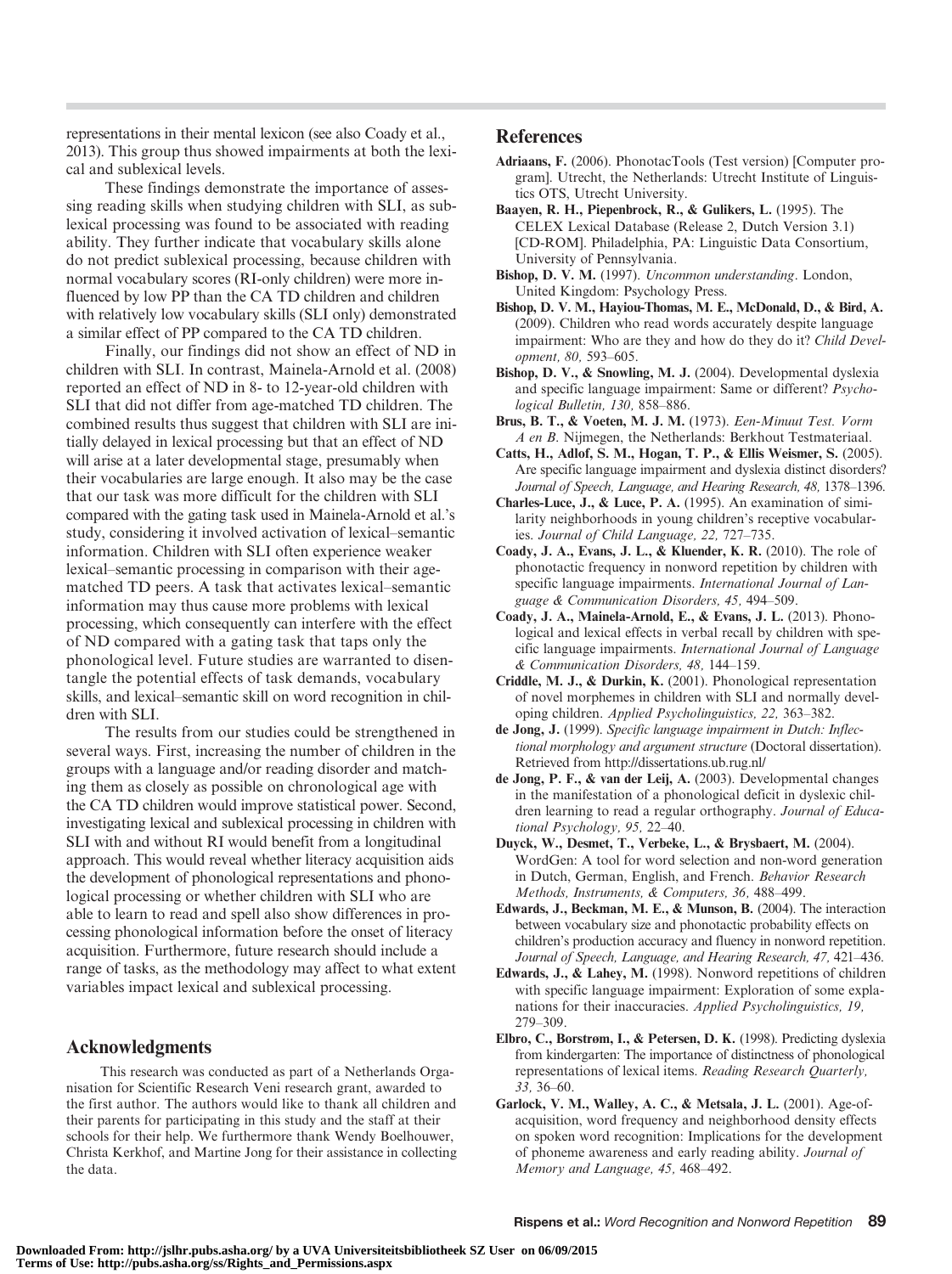representations in their mental lexicon (see also Coady et al., 2013). This group thus showed impairments at both the lexical and sublexical levels.

These findings demonstrate the importance of assessing reading skills when studying children with SLI, as sublexical processing was found to be associated with reading ability. They further indicate that vocabulary skills alone do not predict sublexical processing, because children with normal vocabulary scores (RI-only children) were more influenced by low PP than the CA TD children and children with relatively low vocabulary skills (SLI only) demonstrated a similar effect of PP compared to the CA TD children.

Finally, our findings did not show an effect of ND in children with SLI. In contrast, Mainela-Arnold et al. (2008) reported an effect of ND in 8- to 12-year-old children with SLI that did not differ from age-matched TD children. The combined results thus suggest that children with SLI are initially delayed in lexical processing but that an effect of ND will arise at a later developmental stage, presumably when their vocabularies are large enough. It also may be the case that our task was more difficult for the children with SLI compared with the gating task used in Mainela-Arnold et al.'s study, considering it involved activation of lexical–semantic information. Children with SLI often experience weaker lexical–semantic processing in comparison with their age-matched TD peers. A task that activates lexical–semantic information may thus cause more problems with lexical processing, which consequently can interfere with the effect of ND compared with a gating task that taps only the phonological level. Future studies are warranted to disentangle the potential effects of task demands, vocabulary skills, and lexical–semantic skill on word recognition in children with SLI.

The results from our studies could be strengthened in several ways. First, increasing the number of children in the groups with a language and/or reading disorder and matching them as closely as possible on chronological age with the CA TD children would improve statistical power. Second, investigating lexical and sublexical processing in children with SLI with and without RI would benefit from a longitudinal approach. This would reveal whether literacy acquisition aids the development of phonological representations and phonological processing or whether children with SLI who are able to learn to read and spell also show differences in processing phonological information before the onset of literacy acquisition. Furthermore, future research should include a range of tasks, as the methodology may affect to what extent variables impact lexical and sublexical processing.

## Acknowledgments

This research was conducted as part of a Netherlands Organisation for Scientific Research Veni research grant, awarded to the first author. The authors would like to thank all children and their parents for participating in this study and the staff at their schools for their help. We furthermore thank Wendy Boelhouwer, Christa Kerkhof, and Martine Jong for their assistance in collecting the data.

## References

**Adriaans, F.** (2006). PhonotacTools (Test version) [Computer program]. Utrecht, the Netherlands: Utrecht Institute of Linguistics OTS, Utrecht University.

**Baayen, R. H., Piepenbrock, R., & Gulikers, L.** (1995). The CELEX Lexical Database (Release 2, Dutch Version 3.1) [CD-ROM]. Philadelphia, PA: Linguistic Data Consortium, University of Pennsylvania.

**Bishop, D. V. M.** (1997). *Uncommon understanding*. London, United Kingdom: Psychology Press.

**Bishop, D. V. M., Hayiou-Thomas, M. E., McDonald, D., & Bird, A.** (2009). Children who read words accurately despite language impairment: Who are they and how do they do it? *Child Development, 80,* 593–605.

**Bishop, D. V., & Snowling, M. J.** (2004). Developmental dyslexia and specific language impairment: Same or different? *Psychological Bulletin, 130,* 858–886.

**Brus, B. T., & Voeten, M. J. M.** (1973). *Een-Minuut Test. Vorm A en B*. Nijmegen, the Netherlands: Berkhout Testmateriaal.

**Catts, H., Adlof, S. M., Hogan, T. P., & Ellis Weismer, S.** (2005). Are specific language impairment and dyslexia distinct disorders? *Journal of Speech, Language, and Hearing Research, 48,* 1378–1396.

**Charles-Luce, J., & Luce, P. A.** (1995). An examination of similarity neighborhoods in young children's receptive vocabularies. *Journal of Child Language, 22,* 727–735.

**Coady, J. A., Evans, J. L., & Kluender, K. R.** (2010). The role of phonotactic frequency in nonword repetition by children with specific language impairments. *International Journal of Language & Communication Disorders, 45,* 494–509.

**Coady, J. A., Mainela-Arnold, E., & Evans, J. L.** (2013). Phonological and lexical effects in verbal recall by children with specific language impairments. *International Journal of Language & Communication Disorders, 48,* 144–159.

**Criddle, M. J., & Durkin, K.** (2001). Phonological representation of novel morphemes in children with SLI and normally developing children. *Applied Psycholinguistics, 22,* 363–382.

**de Jong, J.** (1999). *Specific language impairment in Dutch: Inflectional morphology and argument structure* (Doctoral dissertation). Retrieved from http://dissertations.ub.rug.nl/

**de Jong, P. F., & van der Leij, A.** (2003). Developmental changes in the manifestation of a phonological deficit in dyslexic children learning to read a regular orthography. *Journal of Educational Psychology, 95,* 22–40.

**Duyck, W., Desmet, T., Verbeke, L., & Brysbaert, M.** (2004). WordGen: A tool for word selection and non-word generation in Dutch, German, English, and French. *Behavior Research Methods, Instruments, & Computers, 36,* 488–499.

**Edwards, J., Beckman, M. E., & Munson, B.** (2004). The interaction between vocabulary size and phonotactic probability effects on children's production accuracy and fluency in nonword repetition. *Journal of Speech, Language, and Hearing Research, 47,* 421–436.

**Edwards, J., & Lahey, M.** (1998). Nonword repetitions of children with specific language impairment: Exploration of some explanations for their inaccuracies. *Applied Psycholinguistics, 19,* 279–309.

**Elbro, C., Borstrøm, I., & Petersen, D. K.** (1998). Predicting dyslexia from kindergarten: The importance of distinctness of phonological representations of lexical items. *Reading Research Quarterly, 33,* 36–60.

**Garlock, V. M., Walley, A. C., & Metsala, J. L.** (2001). Age-of-acquisition, word frequency and neighborhood density effects on spoken word recognition: Implications for the development of phoneme awareness and early reading ability. *Journal of Memory and Language, 45,* 468–492.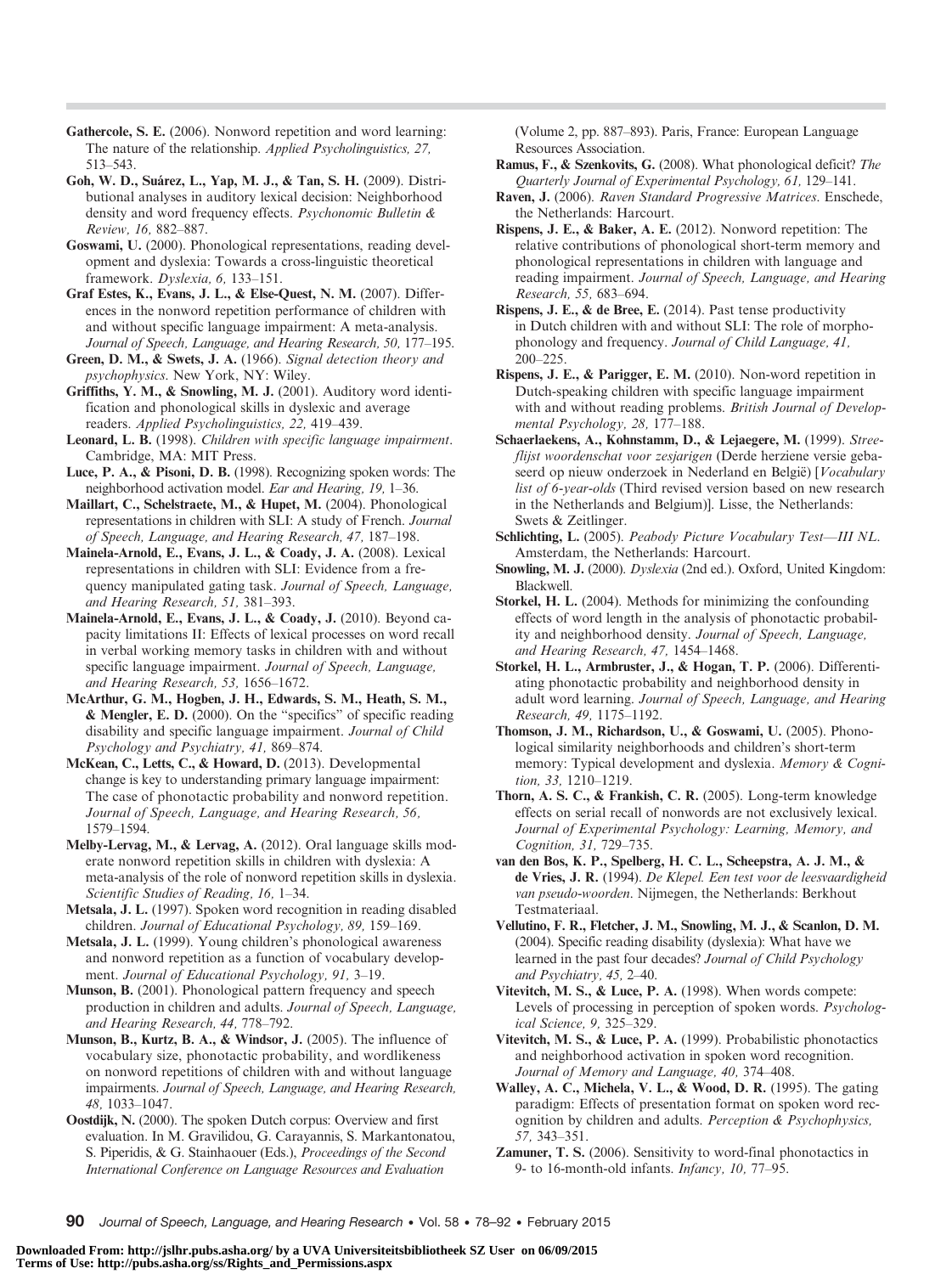**Gathercole, S. E.** (2006). Nonword repetition and word learning: The nature of the relationship. *Applied Psycholinguistics, 27,* 513–543.

**Goh, W. D., Suárez, L., Yap, M. J., & Tan, S. H.** (2009). Distributional analyses in auditory lexical decision: Neighborhood density and word frequency effects. *Psychonomic Bulletin & Review, 16,* 882–887.

**Goswami, U.** (2000). Phonological representations, reading development and dyslexia: Towards a cross-linguistic theoretical framework. *Dyslexia, 6,* 133–151.

**Graf Estes, K., Evans, J. L., & Else-Quest, N. M.** (2007). Differences in the nonword repetition performance of children with and without specific language impairment: A meta-analysis. *Journal of Speech, Language, and Hearing Research, 50,* 177–195.

**Green, D. M., & Swets, J. A.** (1966). *Signal detection theory and psychophysics.* New York, NY: Wiley.

**Griffiths, Y. M., & Snowling, M. J.** (2001). Auditory word identification and phonological skills in dyslexic and average readers. *Applied Psycholinguistics, 22,* 419–439.

**Leonard, L. B.** (1998). *Children with specific language impairment*. Cambridge, MA: MIT Press.

**Luce, P. A., & Pisoni, D. B.** (1998). Recognizing spoken words: The neighborhood activation model. *Ear and Hearing, 19,* 1–36.

**Maillart, C., Schelstraete, M., & Hupet, M.** (2004). Phonological representations in children with SLI: A study of French. *Journal of Speech, Language, and Hearing Research, 47,* 187–198.

**Mainela-Arnold, E., Evans, J. L., & Coady, J. A.** (2008). Lexical representations in children with SLI: Evidence from a frequency manipulated gating task. *Journal of Speech, Language, and Hearing Research, 51,* 381–393.

**Mainela-Arnold, E., Evans, J. L., & Coady, J.** (2010). Beyond capacity limitations II: Effects of lexical processes on word recall in verbal working memory tasks in children with and without specific language impairment. *Journal of Speech, Language, and Hearing Research, 53,* 1656–1672.

**McArthur, G. M., Hogben, J. H., Edwards, S. M., Heath, S. M., & Mengler, E. D.** (2000). On the "specifics" of specific reading disability and specific language impairment. *Journal of Child Psychology and Psychiatry, 41,* 869–874.

**McKean, C., Letts, C., & Howard, D.** (2013). Developmental change is key to understanding primary language impairment: The case of phonotactic probability and nonword repetition. *Journal of Speech, Language, and Hearing Research, 56,* 1579–1594.

**Melby-Lervag, M., & Lervag, A.** (2012). Oral language skills moderate nonword repetition skills in children with dyslexia: A meta-analysis of the role of nonword repetition skills in dyslexia. *Scientific Studies of Reading, 16,* 1–34.

**Metsala, J. L.** (1997). Spoken word recognition in reading disabled children. *Journal of Educational Psychology, 89,* 159–169.

**Metsala, J. L.** (1999). Young children's phonological awareness and nonword repetition as a function of vocabulary development. *Journal of Educational Psychology, 91,* 3–19.

**Munson, B.** (2001). Phonological pattern frequency and speech production in children and adults. *Journal of Speech, Language, and Hearing Research, 44,* 778–792.

**Munson, B., Kurtz, B. A., & Windsor, J.** (2005). The influence of vocabulary size, phonotactic probability, and wordlikeness on nonword repetitions of children with and without language impairments. *Journal of Speech, Language, and Hearing Research, 48,* 1033–1047.

**Oostdijk, N.** (2000). The spoken Dutch corpus: Overview and first evaluation. In M. Gravilidou, G. Carayannis, S. Markantonatou, S. Piperidis, & G. Stainhaouer (Eds.), *Proceedings of the Second International Conference on Language Resources and Evaluation* (Volume 2, pp. 887–893). Paris, France: European Language Resources Association.

**Ramus, F., & Szenkovits, G.** (2008). What phonological deficit? *The Quarterly Journal of Experimental Psychology, 61,* 129–141.

**Raven, J.** (2006). *Raven Standard Progressive Matrices*. Enschede, the Netherlands: Harcourt.

**Rispens, J. E., & Baker, A. E.** (2012). Nonword repetition: The relative contributions of phonological short-term memory and phonological representations in children with language and reading impairment. *Journal of Speech, Language, and Hearing Research, 55,* 683–694.

**Rispens, J. E., & de Bree, E.** (2014). Past tense productivity in Dutch children with and without SLI: The role of morphophonology and frequency. *Journal of Child Language, 41,* 200–225.

**Rispens, J. E., & Parigger, E. M.** (2010). Non-word repetition in Dutch-speaking children with specific language impairment with and without reading problems. *British Journal of Developmental Psychology, 28,* 177–188.

**Schaerlaekens, A., Kohnstamm, D., & Lejaegere, M.** (1999). *Streeflijst woordenschat voor zesjarigen* (Derde herziene versie gebaseerd op nieuw onderzoek in Nederland en België) [*Vocabulary list of 6-year-olds* (Third revised version based on new research in the Netherlands and Belgium)]. Lisse, the Netherlands: Swets & Zeitlinger.

**Schlichting, L.** (2005). *Peabody Picture Vocabulary Test—III NL*. Amsterdam, the Netherlands: Harcourt.

**Snowling, M. J.** (2000). *Dyslexia* (2nd ed.). Oxford, United Kingdom: Blackwell.

**Storkel, H. L.** (2004). Methods for minimizing the confounding effects of word length in the analysis of phonotactic probability and neighborhood density. *Journal of Speech, Language, and Hearing Research, 47,* 1454–1468.

**Storkel, H. L., Armbruster, J., & Hogan, T. P.** (2006). Differentiating phonotactic probability and neighborhood density in adult word learning. *Journal of Speech, Language, and Hearing Research, 49,* 1175–1192.

**Thomson, J. M., Richardson, U., & Goswami, U.** (2005). Phonological similarity neighborhoods and children's short-term memory: Typical development and dyslexia. *Memory & Cognition, 33,* 1210–1219.

**Thorn, A. S. C., & Frankish, C. R.** (2005). Long-term knowledge effects on serial recall of nonwords are not exclusively lexical. *Journal of Experimental Psychology: Learning, Memory, and Cognition, 31,* 729–735.

**van den Bos, K. P., Spelberg, H. C. L., Scheepstra, A. J. M., & de Vries, J. R.** (1994). *De Klepel. Een test voor de leesvaardigheid van pseudo-woorden*. Nijmegen, the Netherlands: Berkhout Testmateriaal.

**Vellutino, F. R., Fletcher, J. M., Snowling, M. J., & Scanlon, D. M.** (2004). Specific reading disability (dyslexia): What have we learned in the past four decades? *Journal of Child Psychology and Psychiatry, 45,* 2–40.

**Vitevitch, M. S., & Luce, P. A.** (1998). When words compete: Levels of processing in perception of spoken words. *Psychological Science, 9,* 325–329.

**Vitevitch, M. S., & Luce, P. A.** (1999). Probabilistic phonotactics and neighborhood activation in spoken word recognition. *Journal of Memory and Language, 40,* 374–408.

**Walley, A. C., Michela, V. L., & Wood, D. R.** (1995). The gating paradigm: Effects of presentation format on spoken word recognition by children and adults. *Perception & Psychophysics, 57,* 343–351.

**Zamuner, T. S.** (2006). Sensitivity to word-final phonotactics in 9- to 16-month-old infants. *Infancy, 10,* 77–95.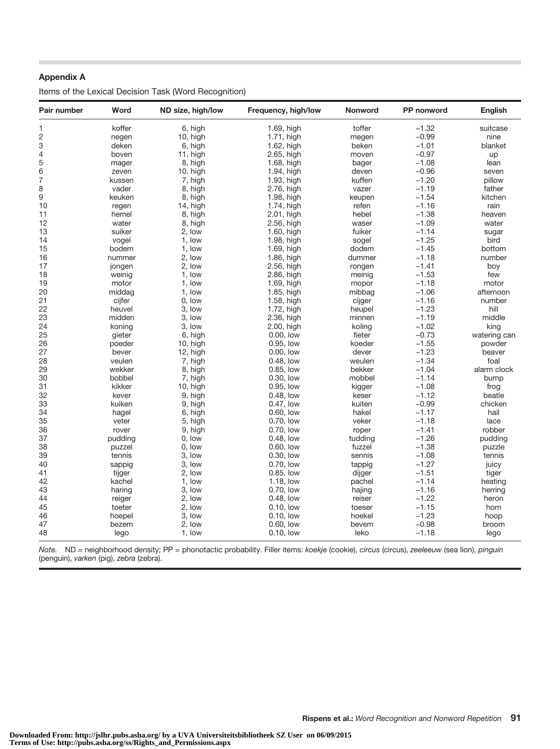## Appendix A

Items of the Lexical Decision Task (Word Recognition)

| Pair number | Word | ND size, high/low | Frequency, high/low | Nonword | PP nonword | English |
|---|---|---|---|---|---|---|
| 1 | koffer | 6, high | 1.69, high | toffer | −1.32 | suitcase |
| 2 | negen | 10, high | 1.71, high | megen | −0.99 | nine |
| 3 | deken | 6, high | 1.62, high | beken | −1.01 | blanket |
| 4 | boven | 11, high | 2.65, high | moven | −0.97 | up |
| 5 | mager | 8, high | 1.68, high | bager | −1.08 | lean |
| 6 | zeven | 10, high | 1.94, high | deven | −0.96 | seven |
| 7 | kussen | 7, high | 1.93, high | kuffen | −1.20 | pillow |
| 8 | vader | 8, high | 2.76, high | vazer | −1.19 | father |
| 9 | keuken | 8, high | 1.98, high | keupen | −1.54 | kitchen |
| 10 | regen | 14, high | 1.74, high | refen | −1.16 | rain |
| 11 | hemel | 8, high | 2.01, high | hebel | −1.38 | heaven |
| 12 | water | 8, high | 2.56, high | waser | −1.09 | water |
| 13 | suiker | 2, low | 1.60, high | fuiker | −1.14 | sugar |
| 14 | vogel | 1, low | 1.98, high | sogel | −1.25 | bird |
| 15 | bodem | 1, low | 1.69, high | dodem | −1.45 | bottom |
| 16 | nummer | 2, low | 1.86, high | dummer | −1.18 | number |
| 17 | jongen | 2, low | 2.56, high | rongen | −1.41 | boy |
| 18 | weinig | 1, low | 2.86, high | meinig | −1.53 | few |
| 19 | motor | 1, low | 1.69, high | mopor | −1.18 | motor |
| 20 | middag | 1, low | 1.85, high | mibbag | −1.06 | afternoon |
| 21 | cijfer | 0, low | 1.58, high | cijger | −1.16 | number |
| 22 | heuvel | 3, low | 1.72, high | heupel | −1.23 | hill |
| 23 | midden | 3, low | 2.36, high | minnen | −1.19 | middle |
| 24 | koning | 3, low | 2.00, high | koling | −1.02 | king |
| 25 | gieter | 6, high | 0.00, low | fieter | −0.73 | watering can |
| 26 | poeder | 10, high | 0.95, low | koeder | −1.55 | powder |
| 27 | bever | 12, high | 0.00, low | dever | −1.23 | beaver |
| 28 | veulen | 7, high | 0.48, low | weulen | −1.34 | foal |
| 29 | wekker | 8, high | 0.85, low | bekker | −1.04 | alarm clock |
| 30 | bobbel | 7, high | 0.30, low | mobbel | −1.14 | bump |
| 31 | kikker | 10, high | 0.95, low | kigger | −1.08 | frog |
| 32 | kever | 9, high | 0.48, low | keser | −1.12 | beatle |
| 33 | kuiken | 9, high | 0.47, low | kuiten | −0.99 | chicken |
| 34 | hagel | 6, high | 0.60, low | hakel | −1.17 | hail |
| 35 | veter | 5, high | 0.70, low | veker | −1.18 | lace |
| 36 | rover | 9, high | 0.70, low | roper | −1.41 | robber |
| 37 | pudding | 0, low | 0.48, low | tudding | −1.26 | pudding |
| 38 | puzzel | 0, low | 0.60, low | fuzzel | −1.38 | puzzle |
| 39 | tennis | 3, low | 0.30, low | sennis | −1.08 | tennis |
| 40 | sappig | 3, low | 0.70, low | tappig | −1.27 | juicy |
| 41 | tijger | 2, low | 0.85, low | dijger | −1.51 | tiger |
| 42 | kachel | 1, low | 1.18, low | pachel | −1.14 | heating |
| 43 | haring | 3, low | 0.70, low | hajing | −1.16 | herring |
| 44 | reiger | 2, low | 0.48, low | reiser | −1.22 | heron |
| 45 | toeter | 2, low | 0.10, low | toeser | −1.15 | horn |
| 46 | hoepel | 3, low | 0.10, low | hoekel | −1.23 | hoop |
| 47 | bezem | 2, low | 0.60, low | bevem | −0.98 | broom |
| 48 | lego | 1, low | 0.10, low | leko | −1.18 | lego |

*Note.* ND = neighborhood density; PP = phonotactic probability. Filler items: *koekje* (cookie), *circus* (circus), *zeeleeuw* (sea lion), *pinguin* (penguin), *varken* (pig), *zebra* (zebra).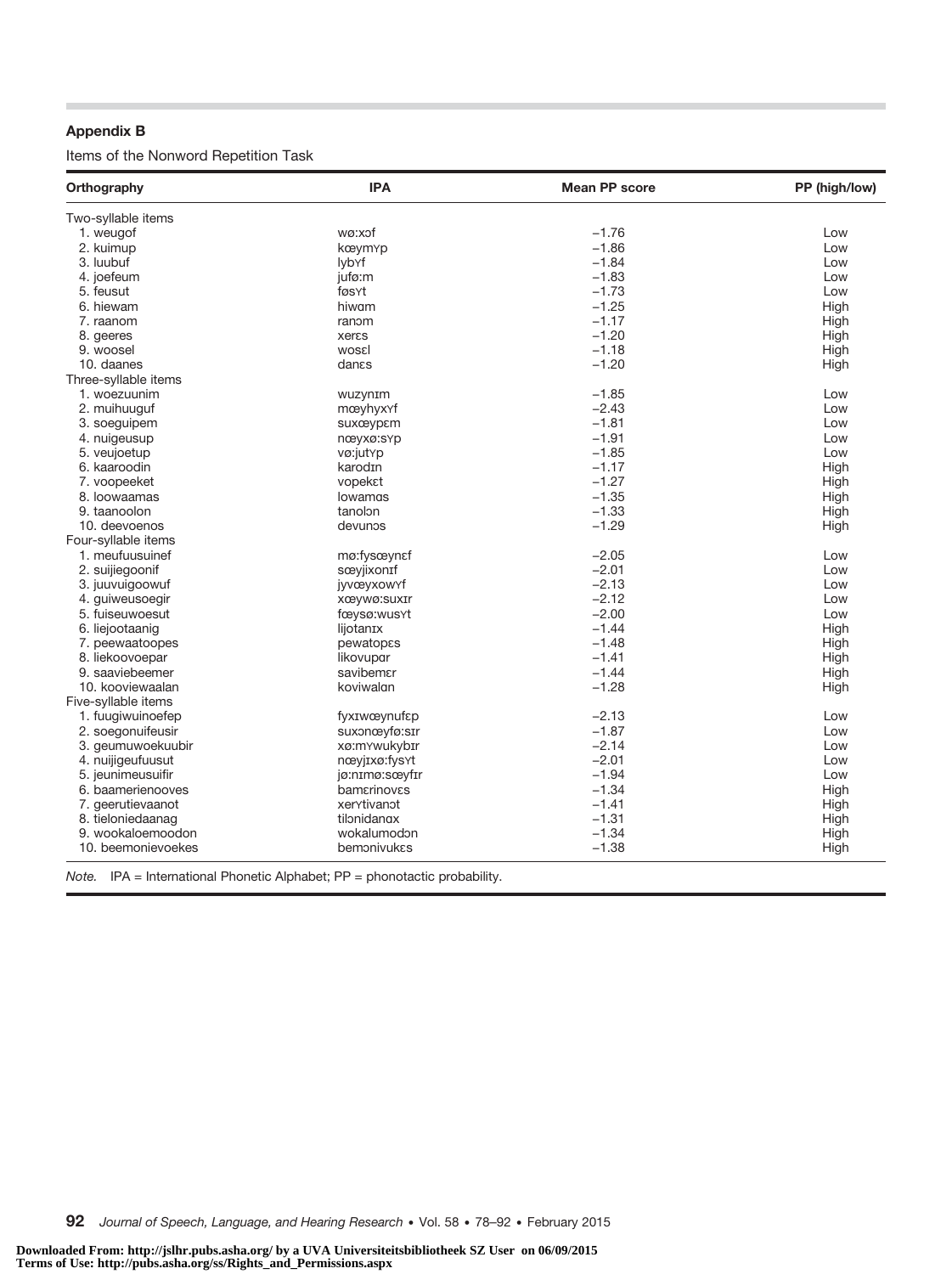## Appendix B

Items of the Nonword Repetition Task

| Orthography | IPA | Mean PP score | PP (high/low) |
|---|---|---|---|
| Two-syllable items | | | |
| 1. weugof | wø:xɔf | −1.76 | Low |
| 2. kuimup | kœymʏp | −1.86 | Low |
| 3. luubuf | lybʏf | −1.84 | Low |
| 4. joefeum | jufø:m | −1.83 | Low |
| 5. feusut | føsʏt | −1.73 | Low |
| 6. hiewam | hiwɑm | −1.25 | High |
| 7. raanom | ranɔm | −1.17 | High |
| 8. geeres | xerɛs | −1.20 | High |
| 9. woosel | wosɛl | −1.18 | High |
| 10. daanes | danɛs | −1.20 | High |
| Three-syllable items | | | |
| 1. woezuunim | wuzynɪm | −1.85 | Low |
| 2. muihuuguf | mœyhyxʏf | −2.43 | Low |
| 3. soeguipem | suxœypɛm | −1.81 | Low |
| 4. nuigeusup | nœyxø:sʏp | −1.91 | Low |
| 5. veujoetup | vø:jutʏp | −1.85 | Low |
| 6. kaaroodin | karodɪn | −1.17 | High |
| 7. voopeeket | vopekɛt | −1.27 | High |
| 8. loowaamas | lowamɑs | −1.35 | High |
| 9. taanoolon | tanolɔn | −1.33 | High |
| 10. deevoenos | devunɔs | −1.29 | High |
| Four-syllable items | | | |
| 1. meufuusuinef | mø:fysœynɛf | −2.05 | Low |
| 2. suijiegoonif | sœyjixonɪf | −2.01 | Low |
| 3. juuvuigoowuf | jyvœyxowʏf | −2.13 | Low |
| 4. guiweusoegir | xœywø:suxɪr | −2.12 | Low |
| 5. fuiseuwoesut | fœysø:wusʏt | −2.00 | Low |
| 6. liejootaanig | lijotanɪx | −1.44 | High |
| 7. peewaatoopes | pewatopɛs | −1.48 | High |
| 8. liekoovoepar | likovupɑr | −1.41 | High |
| 9. saaviebeemer | savibemɛr | −1.44 | High |
| 10. kooviewaalan | koviwalɑn | −1.28 | High |
| Five-syllable items | | | |
| 1. fuugiwuinoefep | fyxɪwœynufɛp | −2.13 | Low |
| 2. soegonuifeusir | suxɔnœyfø:sɪr | −1.87 | Low |
| 3. geumuwoekuubir | xø:mʏwukybɪr | −2.14 | Low |
| 4. nuijigeufuusut | nœyjɪxø:fysʏt | −2.01 | Low |
| 5. jeunimeusuifir | jø:nɪmø:sœyfɪr | −1.94 | Low |
| 6. baamerienooves | bamɛrinovɛs | −1.34 | High |
| 7. geerutievaanot | xerʏtivanɔt | −1.41 | High |
| 8. tieloniedaanag | tilɔnidanɑx | −1.31 | High |
| 9. wookaloemoodon | wokalumodɔn | −1.34 | High |
| 10. beemonievoekes | bemɔnivukɛs | −1.38 | High |

*Note.* IPA = International Phonetic Alphabet; PP = phonotactic probability.